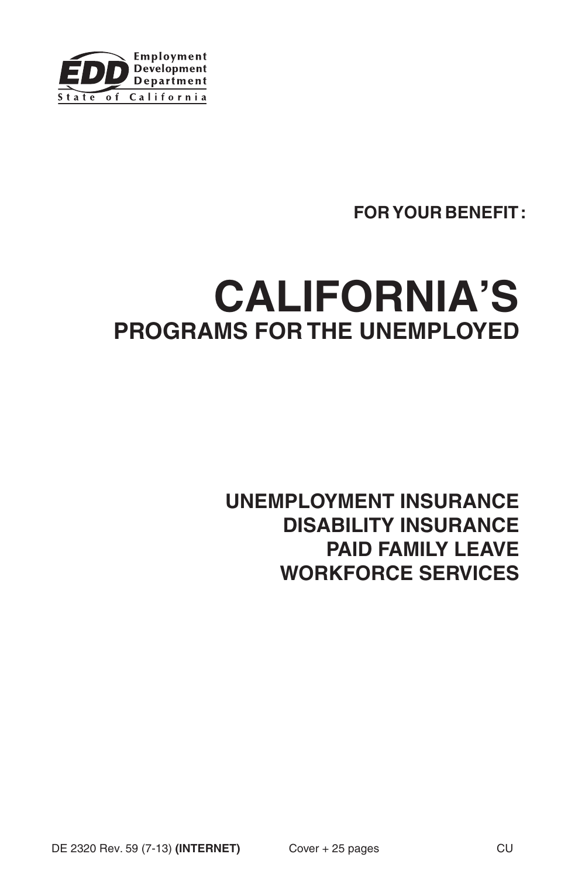Employment Development Department
State of California

**FOR YOUR BENEFIT:**

# CALIFORNIA'S
## PROGRAMS FOR THE UNEMPLOYED

**UNEMPLOYMENT INSURANCE**
**DISABILITY INSURANCE**
**PAID FAMILY LEAVE**
**WORKFORCE SERVICES**

DE 2320 Rev. 59 (7-13) **(INTERNET)** Cover + 25 pages CU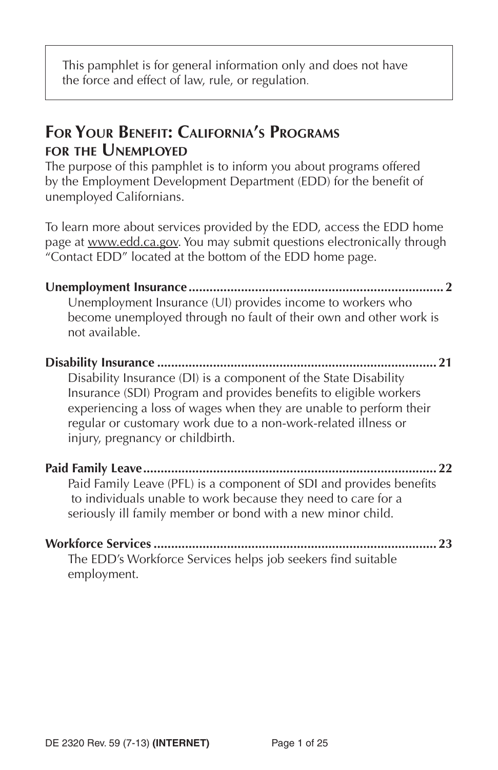This pamphlet is for general information only and does not have the force and effect of law, rule, or regulation.

## For Your Benefit: California's Programs for the Unemployed

The purpose of this pamphlet is to inform you about programs offered by the Employment Development Department (EDD) for the benefit of unemployed Californians.

To learn more about services provided by the EDD, access the EDD home page at www.edd.ca.gov. You may submit questions electronically through "Contact EDD" located at the bottom of the EDD home page.

**Unemployment Insurance** .......... 2

Unemployment Insurance (UI) provides income to workers who become unemployed through no fault of their own and other work is not available.

**Disability Insurance** .......... 21

Disability Insurance (DI) is a component of the State Disability Insurance (SDI) Program and provides benefits to eligible workers experiencing a loss of wages when they are unable to perform their regular or customary work due to a non-work-related illness or injury, pregnancy or childbirth.

**Paid Family Leave** .......... 22

Paid Family Leave (PFL) is a component of SDI and provides benefits to individuals unable to work because they need to care for a seriously ill family member or bond with a new minor child.

**Workforce Services** .......... 23

The EDD's Workforce Services helps job seekers find suitable employment.

DE 2320 Rev. 59 (7-13) **(INTERNET)**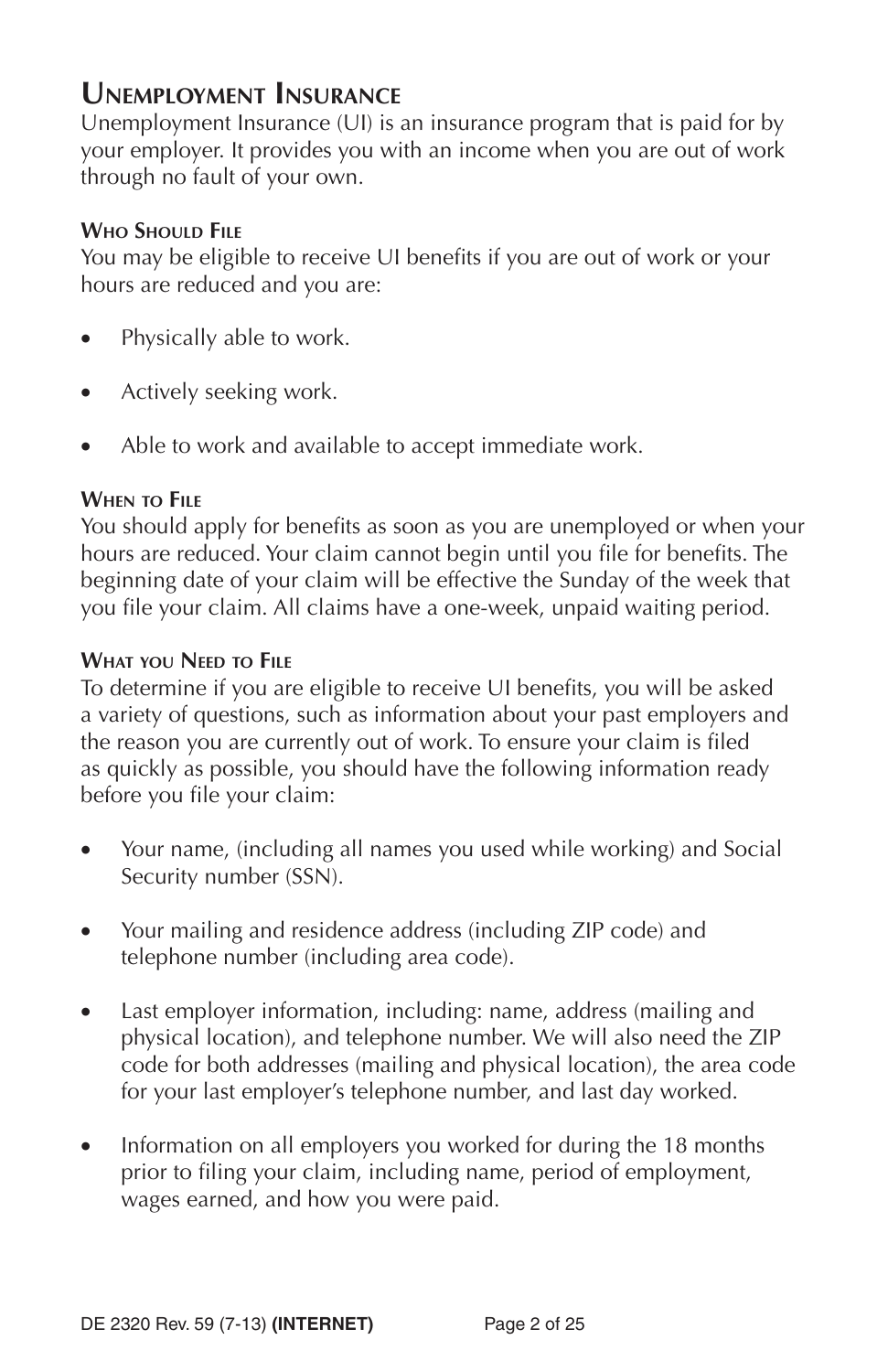## Unemployment Insurance

Unemployment Insurance (UI) is an insurance program that is paid for by your employer. It provides you with an income when you are out of work through no fault of your own.

### Who Should File

You may be eligible to receive UI benefits if you are out of work or your hours are reduced and you are:

- Physically able to work.
- Actively seeking work.
- Able to work and available to accept immediate work.

### When to File

You should apply for benefits as soon as you are unemployed or when your hours are reduced. Your claim cannot begin until you file for benefits. The beginning date of your claim will be effective the Sunday of the week that you file your claim. All claims have a one-week, unpaid waiting period.

### What you Need to File

To determine if you are eligible to receive UI benefits, you will be asked a variety of questions, such as information about your past employers and the reason you are currently out of work. To ensure your claim is filed as quickly as possible, you should have the following information ready before you file your claim:

- Your name, (including all names you used while working) and Social Security number (SSN).
- Your mailing and residence address (including ZIP code) and telephone number (including area code).
- Last employer information, including: name, address (mailing and physical location), and telephone number. We will also need the ZIP code for both addresses (mailing and physical location), the area code for your last employer's telephone number, and last day worked.
- Information on all employers you worked for during the 18 months prior to filing your claim, including name, period of employment, wages earned, and how you were paid.

DE 2320 Rev. 59 (7-13) **(INTERNET)**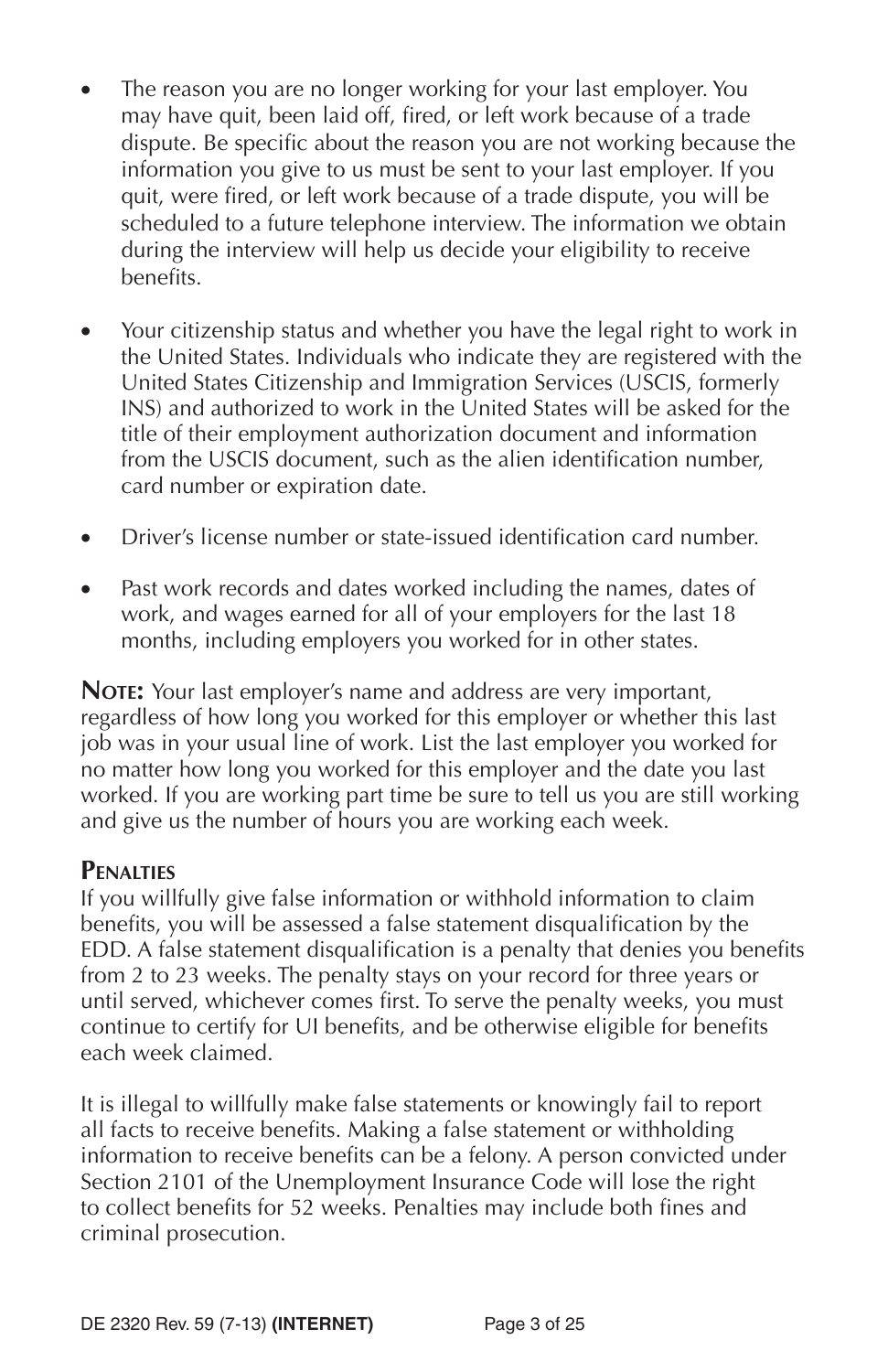- The reason you are no longer working for your last employer. You may have quit, been laid off, fired, or left work because of a trade dispute. Be specific about the reason you are not working because the information you give to us must be sent to your last employer. If you quit, were fired, or left work because of a trade dispute, you will be scheduled to a future telephone interview. The information we obtain during the interview will help us decide your eligibility to receive benefits.

- Your citizenship status and whether you have the legal right to work in the United States. Individuals who indicate they are registered with the United States Citizenship and Immigration Services (USCIS, formerly INS) and authorized to work in the United States will be asked for the title of their employment authorization document and information from the USCIS document, such as the alien identification number, card number or expiration date.

- Driver's license number or state-issued identification card number.

- Past work records and dates worked including the names, dates of work, and wages earned for all of your employers for the last 18 months, including employers you worked for in other states.

**Note:** Your last employer's name and address are very important, regardless of how long you worked for this employer or whether this last job was in your usual line of work. List the last employer you worked for no matter how long you worked for this employer and the date you last worked. If you are working part time be sure to tell us you are still working and give us the number of hours you are working each week.

## Penalties

If you willfully give false information or withhold information to claim benefits, you will be assessed a false statement disqualification by the EDD. A false statement disqualification is a penalty that denies you benefits from 2 to 23 weeks. The penalty stays on your record for three years or until served, whichever comes first. To serve the penalty weeks, you must continue to certify for UI benefits, and be otherwise eligible for benefits each week claimed.

It is illegal to willfully make false statements or knowingly fail to report all facts to receive benefits. Making a false statement or withholding information to receive benefits can be a felony. A person convicted under Section 2101 of the Unemployment Insurance Code will lose the right to collect benefits for 52 weeks. Penalties may include both fines and criminal prosecution.

DE 2320 Rev. 59 (7-13) **(INTERNET)**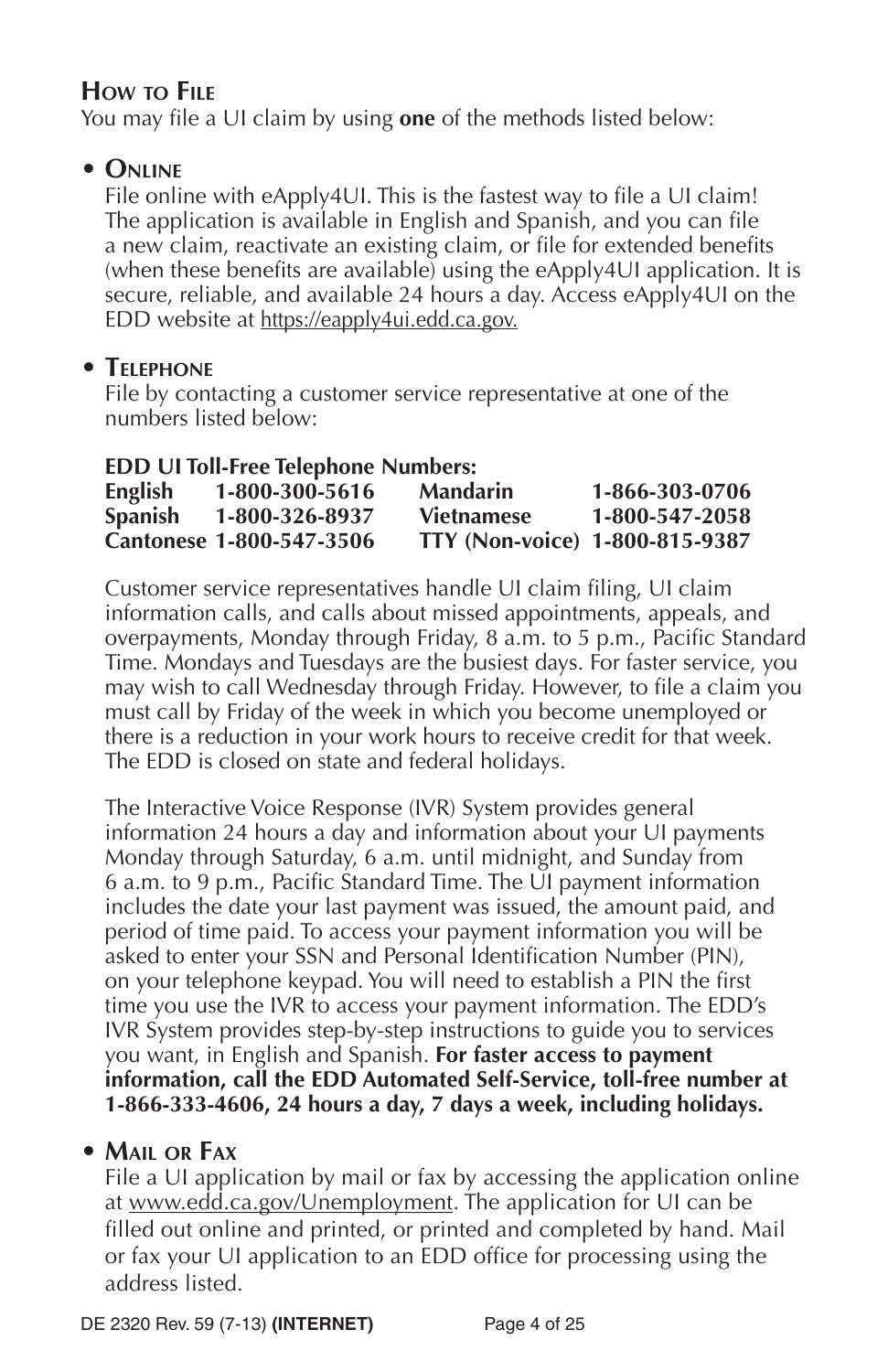## How to File

You may file a UI claim by using **one** of the methods listed below:

- **Online**

  File online with eApply4UI. This is the fastest way to file a UI claim! The application is available in English and Spanish, and you can file a new claim, reactivate an existing claim, or file for extended benefits (when these benefits are available) using the eApply4UI application. It is secure, reliable, and available 24 hours a day. Access eApply4UI on the EDD website at https://eapply4ui.edd.ca.gov.

- **Telephone**

  File by contacting a customer service representative at one of the numbers listed below:

  **EDD UI Toll-Free Telephone Numbers:**

  | | | | |
  |---|---|---|---|
  | **English** | **1-800-300-5616** | **Mandarin** | **1-866-303-0706** |
  | **Spanish** | **1-800-326-8937** | **Vietnamese** | **1-800-547-2058** |
  | **Cantonese** | **1-800-547-3506** | **TTY (Non-voice)** | **1-800-815-9387** |

  Customer service representatives handle UI claim filing, UI claim information calls, and calls about missed appointments, appeals, and overpayments, Monday through Friday, 8 a.m. to 5 p.m., Pacific Standard Time. Mondays and Tuesdays are the busiest days. For faster service, you may wish to call Wednesday through Friday. However, to file a claim you must call by Friday of the week in which you become unemployed or there is a reduction in your work hours to receive credit for that week. The EDD is closed on state and federal holidays.

  The Interactive Voice Response (IVR) System provides general information 24 hours a day and information about your UI payments Monday through Saturday, 6 a.m. until midnight, and Sunday from 6 a.m. to 9 p.m., Pacific Standard Time. The UI payment information includes the date your last payment was issued, the amount paid, and period of time paid. To access your payment information you will be asked to enter your SSN and Personal Identification Number (PIN), on your telephone keypad. You will need to establish a PIN the first time you use the IVR to access your payment information. The EDD's IVR System provides step-by-step instructions to guide you to services you want, in English and Spanish. **For faster access to payment information, call the EDD Automated Self-Service, toll-free number at 1-866-333-4606, 24 hours a day, 7 days a week, including holidays.**

- **Mail or Fax**

  File a UI application by mail or fax by accessing the application online at www.edd.ca.gov/Unemployment. The application for UI can be filled out online and printed, or printed and completed by hand. Mail or fax your UI application to an EDD office for processing using the address listed.

DE 2320 Rev. 59 (7-13) **(INTERNET)**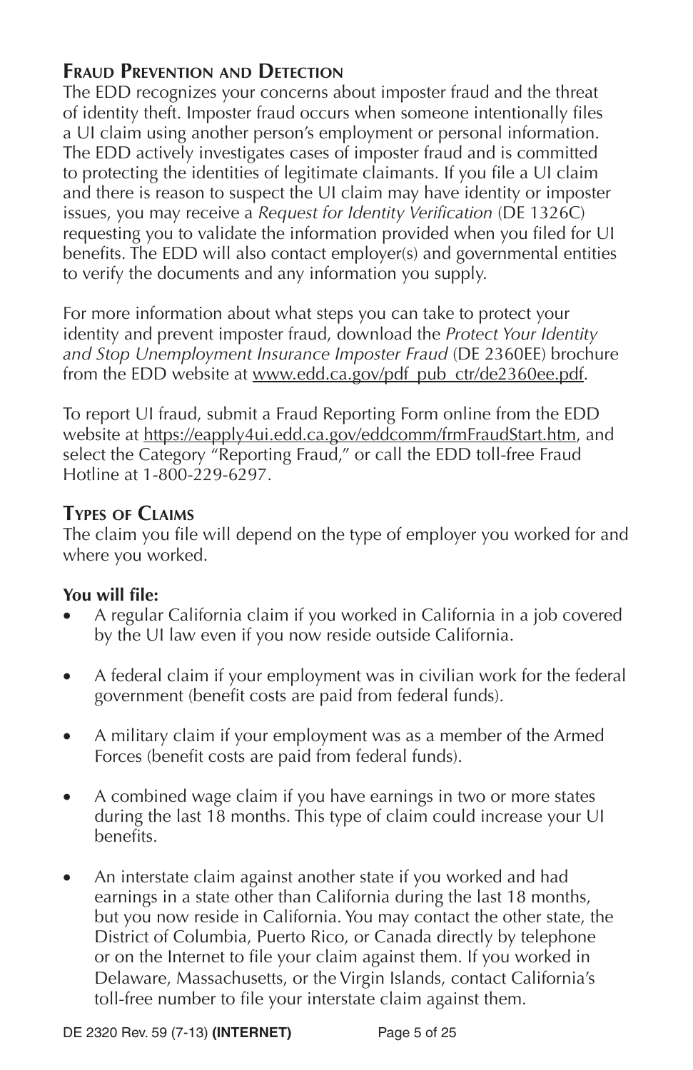## Fraud Prevention and Detection

The EDD recognizes your concerns about imposter fraud and the threat of identity theft. Imposter fraud occurs when someone intentionally files a UI claim using another person's employment or personal information. The EDD actively investigates cases of imposter fraud and is committed to protecting the identities of legitimate claimants. If you file a UI claim and there is reason to suspect the UI claim may have identity or imposter issues, you may receive a *Request for Identity Verification* (DE 1326C) requesting you to validate the information provided when you filed for UI benefits. The EDD will also contact employer(s) and governmental entities to verify the documents and any information you supply.

For more information about what steps you can take to protect your identity and prevent imposter fraud, download the *Protect Your Identity and Stop Unemployment Insurance Imposter Fraud* (DE 2360EE) brochure from the EDD website at www.edd.ca.gov/pdf_pub_ctr/de2360ee.pdf.

To report UI fraud, submit a Fraud Reporting Form online from the EDD website at https://eapply4ui.edd.ca.gov/eddcomm/frmFraudStart.htm, and select the Category "Reporting Fraud," or call the EDD toll-free Fraud Hotline at 1-800-229-6297.

## Types of Claims

The claim you file will depend on the type of employer you worked for and where you worked.

**You will file:**

- A regular California claim if you worked in California in a job covered by the UI law even if you now reside outside California.
- A federal claim if your employment was in civilian work for the federal government (benefit costs are paid from federal funds).
- A military claim if your employment was as a member of the Armed Forces (benefit costs are paid from federal funds).
- A combined wage claim if you have earnings in two or more states during the last 18 months. This type of claim could increase your UI benefits.
- An interstate claim against another state if you worked and had earnings in a state other than California during the last 18 months, but you now reside in California. You may contact the other state, the District of Columbia, Puerto Rico, or Canada directly by telephone or on the Internet to file your claim against them. If you worked in Delaware, Massachusetts, or the Virgin Islands, contact California's toll-free number to file your interstate claim against them.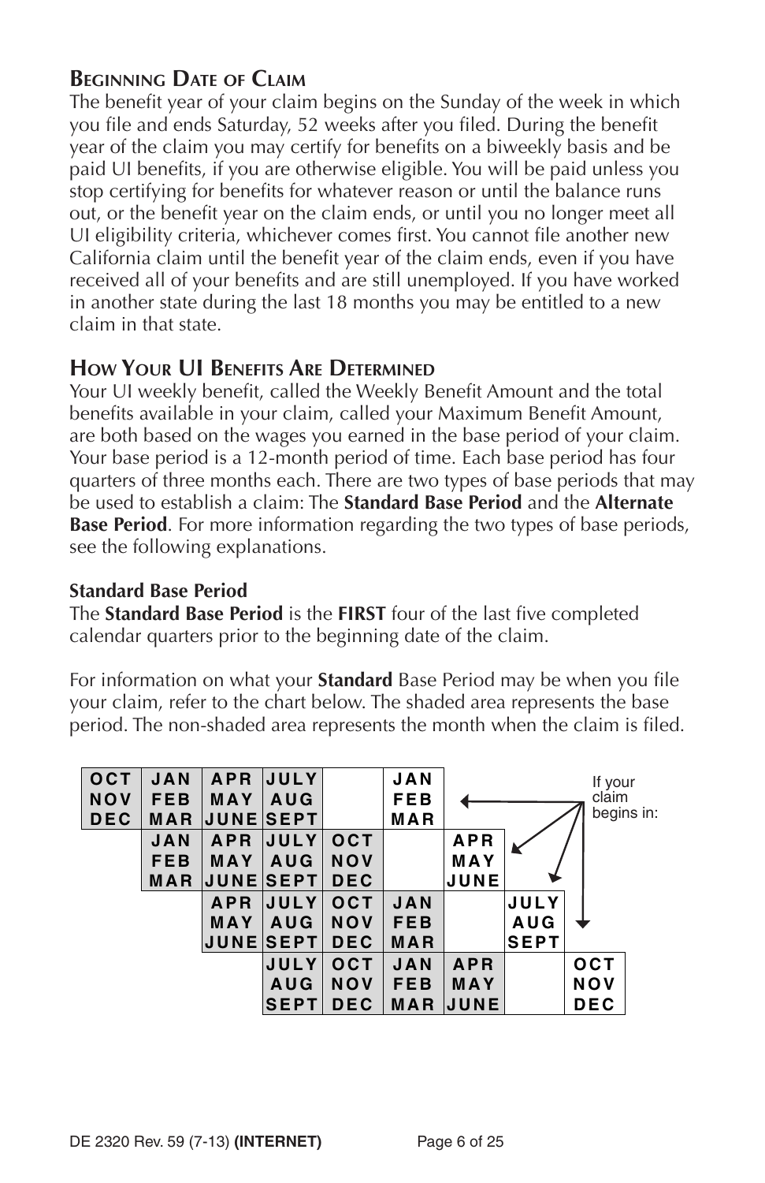## Beginning Date of Claim

The benefit year of your claim begins on the Sunday of the week in which you file and ends Saturday, 52 weeks after you filed. During the benefit year of the claim you may certify for benefits on a biweekly basis and be paid UI benefits, if you are otherwise eligible. You will be paid unless you stop certifying for benefits for whatever reason or until the balance runs out, or the benefit year on the claim ends, or until you no longer meet all UI eligibility criteria, whichever comes first. You cannot file another new California claim until the benefit year of the claim ends, even if you have received all of your benefits and are still unemployed. If you have worked in another state during the last 18 months you may be entitled to a new claim in that state.

## How Your UI Benefits Are Determined

Your UI weekly benefit, called the Weekly Benefit Amount and the total benefits available in your claim, called your Maximum Benefit Amount, are both based on the wages you earned in the base period of your claim. Your base period is a 12-month period of time. Each base period has four quarters of three months each. There are two types of base periods that may be used to establish a claim: The **Standard Base Period** and the **Alternate Base Period**. For more information regarding the two types of base periods, see the following explanations.

**Standard Base Period**

The **Standard Base Period** is the **FIRST** four of the last five completed calendar quarters prior to the beginning date of the claim.

For information on what your **Standard** Base Period may be when you file your claim, refer to the chart below. The shaded area represents the base period. The non-shaded area represents the month when the claim is filed.

| Base period (shaded) | | | | | | | If your claim begins in: |
|---|---|---|---|---|---|---|---|
| OCT NOV DEC | JAN FEB MAR | APR MAY JUNE | JULY AUG SEPT | | JAN FEB MAR | | |
| | JAN FEB MAR | APR MAY JUNE | JULY AUG SEPT | OCT NOV DEC | | APR MAY JUNE | |
| | | APR MAY JUNE | JULY AUG SEPT | OCT NOV DEC | JAN FEB MAR | | JULY AUG SEPT |
| | | | JULY AUG SEPT | OCT NOV DEC | JAN FEB MAR | APR MAY JUNE | OCT NOV DEC |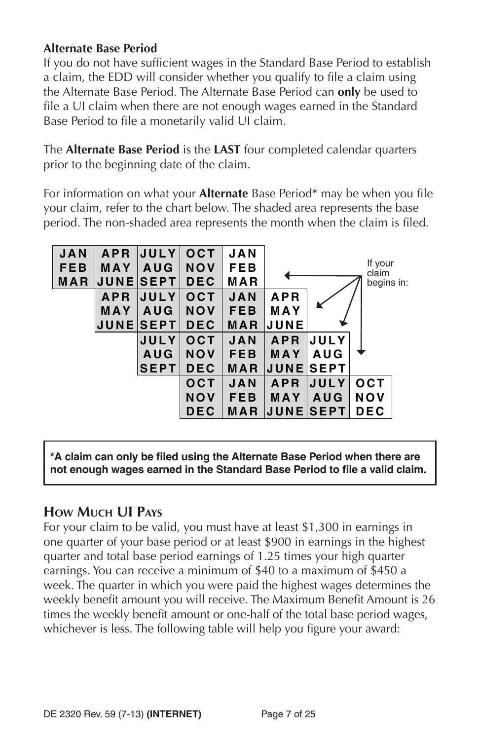**Alternate Base Period**

If you do not have sufficient wages in the Standard Base Period to establish a claim, the EDD will consider whether you qualify to file a claim using the Alternate Base Period. The Alternate Base Period can **only** be used to file a UI claim when there are not enough wages earned in the Standard Base Period to file a monetarily valid UI claim.

The **Alternate Base Period** is the **LAST** four completed calendar quarters prior to the beginning date of the claim.

For information on what your **Alternate** Base Period* may be when you file your claim, refer to the chart below. The shaded area represents the base period. The non-shaded area represents the month when the claim is filed.

| | | | | | | | | |
|---|---|---|---|---|---|---|---|---|
| JAN FEB MAR | APR MAY JUNE | JULY AUG SEPT | OCT NOV DEC | JAN FEB MAR | | | | If your claim begins in: |
| | APR MAY JUNE | JULY AUG SEPT | OCT NOV DEC | JAN FEB MAR | APR MAY JUNE | | | |
| | | JULY AUG SEPT | OCT NOV DEC | JAN FEB MAR | APR MAY JUNE | JULY AUG SEPT | | |
| | | | OCT NOV DEC | JAN FEB MAR | APR MAY JUNE | JULY AUG SEPT | OCT NOV DEC | |

**\*A claim can only be filed using the Alternate Base Period when there are not enough wages earned in the Standard Base Period to file a valid claim.**

## How Much UI Pays

For your claim to be valid, you must have at least $1,300 in earnings in one quarter of your base period or at least $900 in earnings in the highest quarter and total base period earnings of 1.25 times your high quarter earnings. You can receive a minimum of $40 to a maximum of $450 a week. The quarter in which you were paid the highest wages determines the weekly benefit amount you will receive. The Maximum Benefit Amount is 26 times the weekly benefit amount or one-half of the total base period wages, whichever is less. The following table will help you figure your award: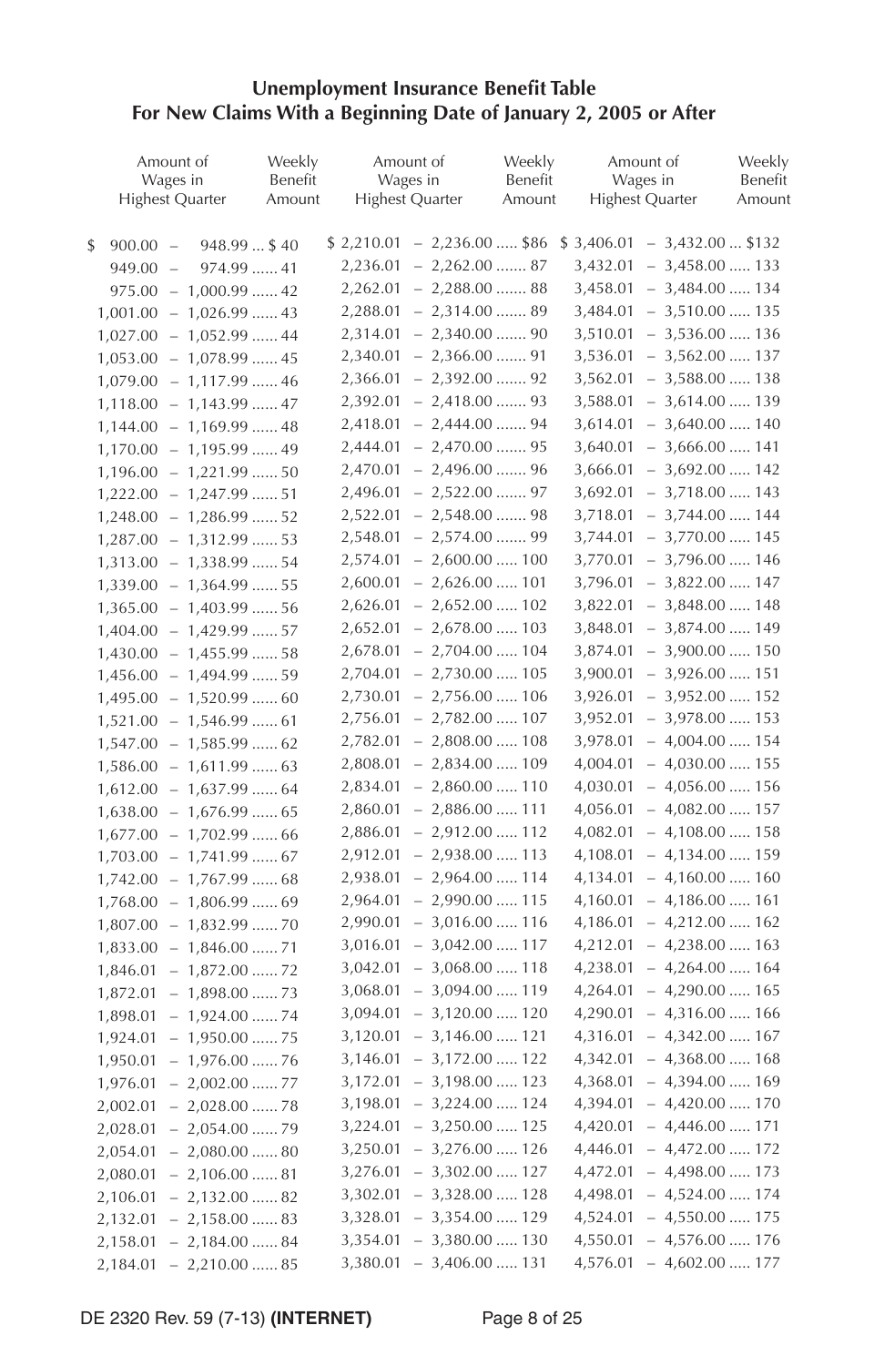## Unemployment Insurance Benefit Table
## For New Claims With a Beginning Date of January 2, 2005 or After

| Amount of Wages in Highest Quarter | Weekly Benefit Amount | Amount of Wages in Highest Quarter | Weekly Benefit Amount | Amount of Wages in Highest Quarter | Weekly Benefit Amount |
|---|---|---|---|---|---|
| $ 900.00 – 948.99 | $ 40 | $ 2,210.01 – 2,236.00 | $86 | $ 3,406.01 – 3,432.00 | $132 |
| 949.00 – 974.99 | 41 | 2,236.01 – 2,262.00 | 87 | 3,432.01 – 3,458.00 | 133 |
| 975.00 – 1,000.99 | 42 | 2,262.01 – 2,288.00 | 88 | 3,458.01 – 3,484.00 | 134 |
| 1,001.00 – 1,026.99 | 43 | 2,288.01 – 2,314.00 | 89 | 3,484.01 – 3,510.00 | 135 |
| 1,027.00 – 1,052.99 | 44 | 2,314.01 – 2,340.00 | 90 | 3,510.01 – 3,536.00 | 136 |
| 1,053.00 – 1,078.99 | 45 | 2,340.01 – 2,366.00 | 91 | 3,536.01 – 3,562.00 | 137 |
| 1,079.00 – 1,117.99 | 46 | 2,366.01 – 2,392.00 | 92 | 3,562.01 – 3,588.00 | 138 |
| 1,118.00 – 1,143.99 | 47 | 2,392.01 – 2,418.00 | 93 | 3,588.01 – 3,614.00 | 139 |
| 1,144.00 – 1,169.99 | 48 | 2,418.01 – 2,444.00 | 94 | 3,614.01 – 3,640.00 | 140 |
| 1,170.00 – 1,195.99 | 49 | 2,444.01 – 2,470.00 | 95 | 3,640.01 – 3,666.00 | 141 |
| 1,196.00 – 1,221.99 | 50 | 2,470.01 – 2,496.00 | 96 | 3,666.01 – 3,692.00 | 142 |
| 1,222.00 – 1,247.99 | 51 | 2,496.01 – 2,522.00 | 97 | 3,692.01 – 3,718.00 | 143 |
| 1,248.00 – 1,286.99 | 52 | 2,522.01 – 2,548.00 | 98 | 3,718.01 – 3,744.00 | 144 |
| 1,287.00 – 1,312.99 | 53 | 2,548.01 – 2,574.00 | 99 | 3,744.01 – 3,770.00 | 145 |
| 1,313.00 – 1,338.99 | 54 | 2,574.01 – 2,600.00 | 100 | 3,770.01 – 3,796.00 | 146 |
| 1,339.00 – 1,364.99 | 55 | 2,600.01 – 2,626.00 | 101 | 3,796.01 – 3,822.00 | 147 |
| 1,365.00 – 1,403.99 | 56 | 2,626.01 – 2,652.00 | 102 | 3,822.01 – 3,848.00 | 148 |
| 1,404.00 – 1,429.99 | 57 | 2,652.01 – 2,678.00 | 103 | 3,848.01 – 3,874.00 | 149 |
| 1,430.00 – 1,455.99 | 58 | 2,678.01 – 2,704.00 | 104 | 3,874.01 – 3,900.00 | 150 |
| 1,456.00 – 1,494.99 | 59 | 2,704.01 – 2,730.00 | 105 | 3,900.01 – 3,926.00 | 151 |
| 1,495.00 – 1,520.99 | 60 | 2,730.01 – 2,756.00 | 106 | 3,926.01 – 3,952.00 | 152 |
| 1,521.00 – 1,546.99 | 61 | 2,756.01 – 2,782.00 | 107 | 3,952.01 – 3,978.00 | 153 |
| 1,547.00 – 1,585.99 | 62 | 2,782.01 – 2,808.00 | 108 | 3,978.01 – 4,004.00 | 154 |
| 1,586.00 – 1,611.99 | 63 | 2,808.01 – 2,834.00 | 109 | 4,004.01 – 4,030.00 | 155 |
| 1,612.00 – 1,637.99 | 64 | 2,834.01 – 2,860.00 | 110 | 4,030.01 – 4,056.00 | 156 |
| 1,638.00 – 1,676.99 | 65 | 2,860.01 – 2,886.00 | 111 | 4,056.01 – 4,082.00 | 157 |
| 1,677.00 – 1,702.99 | 66 | 2,886.01 – 2,912.00 | 112 | 4,082.01 – 4,108.00 | 158 |
| 1,703.00 – 1,741.99 | 67 | 2,912.01 – 2,938.00 | 113 | 4,108.01 – 4,134.00 | 159 |
| 1,742.00 – 1,767.99 | 68 | 2,938.01 – 2,964.00 | 114 | 4,134.01 – 4,160.00 | 160 |
| 1,768.00 – 1,806.99 | 69 | 2,964.01 – 2,990.00 | 115 | 4,160.01 – 4,186.00 | 161 |
| 1,807.00 – 1,832.99 | 70 | 2,990.01 – 3,016.00 | 116 | 4,186.01 – 4,212.00 | 162 |
| 1,833.00 – 1,846.00 | 71 | 3,016.01 – 3,042.00 | 117 | 4,212.01 – 4,238.00 | 163 |
| 1,846.01 – 1,872.00 | 72 | 3,042.01 – 3,068.00 | 118 | 4,238.01 – 4,264.00 | 164 |
| 1,872.01 – 1,898.00 | 73 | 3,068.01 – 3,094.00 | 119 | 4,264.01 – 4,290.00 | 165 |
| 1,898.01 – 1,924.00 | 74 | 3,094.01 – 3,120.00 | 120 | 4,290.01 – 4,316.00 | 166 |
| 1,924.01 – 1,950.00 | 75 | 3,120.01 – 3,146.00 | 121 | 4,316.01 – 4,342.00 | 167 |
| 1,950.01 – 1,976.00 | 76 | 3,146.01 – 3,172.00 | 122 | 4,342.01 – 4,368.00 | 168 |
| 1,976.01 – 2,002.00 | 77 | 3,172.01 – 3,198.00 | 123 | 4,368.01 – 4,394.00 | 169 |
| 2,002.01 – 2,028.00 | 78 | 3,198.01 – 3,224.00 | 124 | 4,394.01 – 4,420.00 | 170 |
| 2,028.01 – 2,054.00 | 79 | 3,224.01 – 3,250.00 | 125 | 4,420.01 – 4,446.00 | 171 |
| 2,054.01 – 2,080.00 | 80 | 3,250.01 – 3,276.00 | 126 | 4,446.01 – 4,472.00 | 172 |
| 2,080.01 – 2,106.00 | 81 | 3,276.01 – 3,302.00 | 127 | 4,472.01 – 4,498.00 | 173 |
| 2,106.01 – 2,132.00 | 82 | 3,302.01 – 3,328.00 | 128 | 4,498.01 – 4,524.00 | 174 |
| 2,132.01 – 2,158.00 | 83 | 3,328.01 – 3,354.00 | 129 | 4,524.01 – 4,550.00 | 175 |
| 2,158.01 – 2,184.00 | 84 | 3,354.01 – 3,380.00 | 130 | 4,550.01 – 4,576.00 | 176 |
| 2,184.01 – 2,210.00 | 85 | 3,380.01 – 3,406.00 | 131 | 4,576.01 – 4,602.00 | 177 |

DE 2320 Rev. 59 (7-13) **(INTERNET)**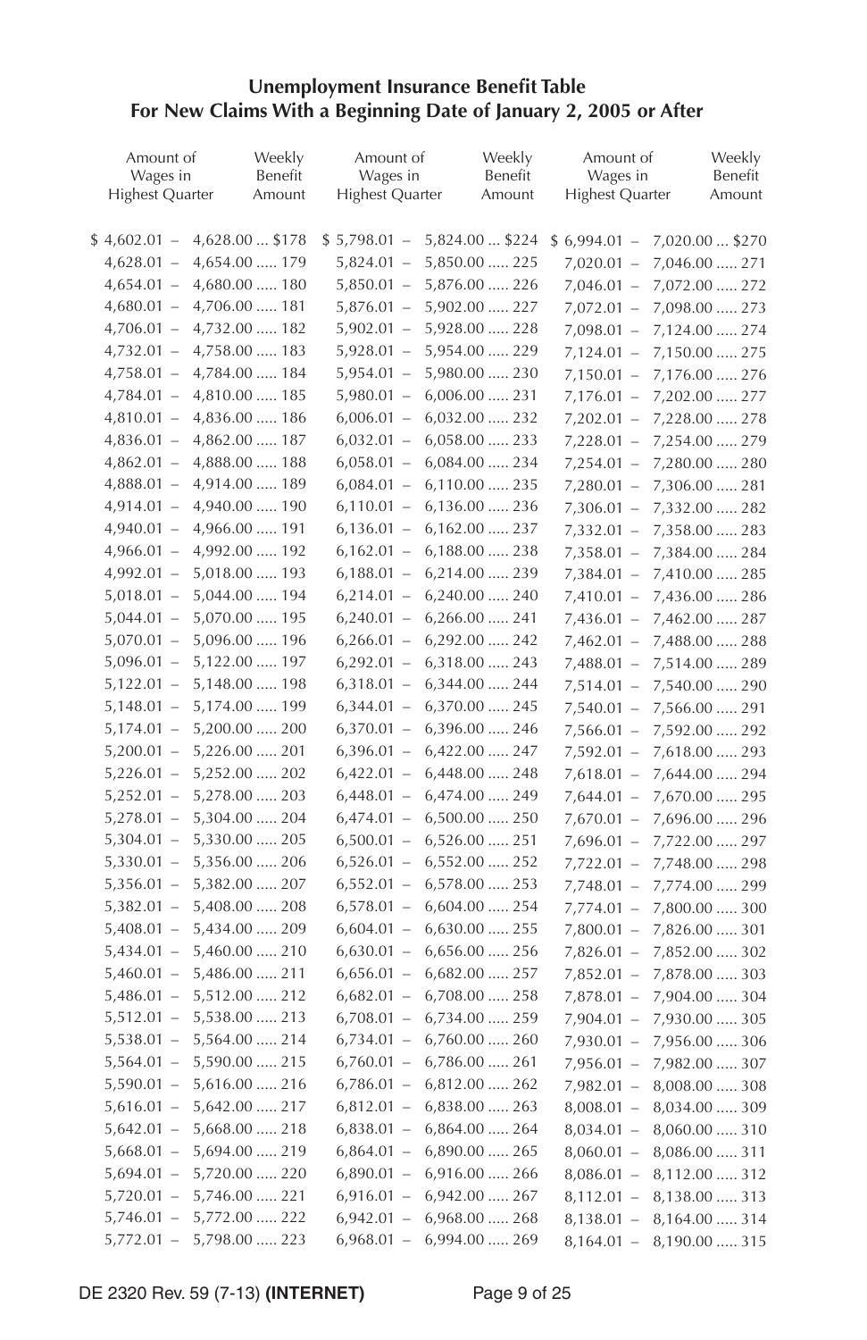## Unemployment Insurance Benefit Table For New Claims With a Beginning Date of January 2, 2005 or After

| Amount of Wages in Highest Quarter | Weekly Benefit Amount | Amount of Wages in Highest Quarter | Weekly Benefit Amount | Amount of Wages in Highest Quarter | Weekly Benefit Amount |
|---|---|---|---|---|---|
| $ 4,602.01 – 4,628.00 | $178 | $ 5,798.01 – 5,824.00 | $224 | $ 6,994.01 – 7,020.00 | $270 |
| 4,628.01 – 4,654.00 | 179 | 5,824.01 – 5,850.00 | 225 | 7,020.01 – 7,046.00 | 271 |
| 4,654.01 – 4,680.00 | 180 | 5,850.01 – 5,876.00 | 226 | 7,046.01 – 7,072.00 | 272 |
| 4,680.01 – 4,706.00 | 181 | 5,876.01 – 5,902.00 | 227 | 7,072.01 – 7,098.00 | 273 |
| 4,706.01 – 4,732.00 | 182 | 5,902.01 – 5,928.00 | 228 | 7,098.01 – 7,124.00 | 274 |
| 4,732.01 – 4,758.00 | 183 | 5,928.01 – 5,954.00 | 229 | 7,124.01 – 7,150.00 | 275 |
| 4,758.01 – 4,784.00 | 184 | 5,954.01 – 5,980.00 | 230 | 7,150.01 – 7,176.00 | 276 |
| 4,784.01 – 4,810.00 | 185 | 5,980.01 – 6,006.00 | 231 | 7,176.01 – 7,202.00 | 277 |
| 4,810.01 – 4,836.00 | 186 | 6,006.01 – 6,032.00 | 232 | 7,202.01 – 7,228.00 | 278 |
| 4,836.01 – 4,862.00 | 187 | 6,032.01 – 6,058.00 | 233 | 7,228.01 – 7,254.00 | 279 |
| 4,862.01 – 4,888.00 | 188 | 6,058.01 – 6,084.00 | 234 | 7,254.01 – 7,280.00 | 280 |
| 4,888.01 – 4,914.00 | 189 | 6,084.01 – 6,110.00 | 235 | 7,280.01 – 7,306.00 | 281 |
| 4,914.01 – 4,940.00 | 190 | 6,110.01 – 6,136.00 | 236 | 7,306.01 – 7,332.00 | 282 |
| 4,940.01 – 4,966.00 | 191 | 6,136.01 – 6,162.00 | 237 | 7,332.01 – 7,358.00 | 283 |
| 4,966.01 – 4,992.00 | 192 | 6,162.01 – 6,188.00 | 238 | 7,358.01 – 7,384.00 | 284 |
| 4,992.01 – 5,018.00 | 193 | 6,188.01 – 6,214.00 | 239 | 7,384.01 – 7,410.00 | 285 |
| 5,018.01 – 5,044.00 | 194 | 6,214.01 – 6,240.00 | 240 | 7,410.01 – 7,436.00 | 286 |
| 5,044.01 – 5,070.00 | 195 | 6,240.01 – 6,266.00 | 241 | 7,436.01 – 7,462.00 | 287 |
| 5,070.01 – 5,096.00 | 196 | 6,266.01 – 6,292.00 | 242 | 7,462.01 – 7,488.00 | 288 |
| 5,096.01 – 5,122.00 | 197 | 6,292.01 – 6,318.00 | 243 | 7,488.01 – 7,514.00 | 289 |
| 5,122.01 – 5,148.00 | 198 | 6,318.01 – 6,344.00 | 244 | 7,514.01 – 7,540.00 | 290 |
| 5,148.01 – 5,174.00 | 199 | 6,344.01 – 6,370.00 | 245 | 7,540.01 – 7,566.00 | 291 |
| 5,174.01 – 5,200.00 | 200 | 6,370.01 – 6,396.00 | 246 | 7,566.01 – 7,592.00 | 292 |
| 5,200.01 – 5,226.00 | 201 | 6,396.01 – 6,422.00 | 247 | 7,592.01 – 7,618.00 | 293 |
| 5,226.01 – 5,252.00 | 202 | 6,422.01 – 6,448.00 | 248 | 7,618.01 – 7,644.00 | 294 |
| 5,252.01 – 5,278.00 | 203 | 6,448.01 – 6,474.00 | 249 | 7,644.01 – 7,670.00 | 295 |
| 5,278.01 – 5,304.00 | 204 | 6,474.01 – 6,500.00 | 250 | 7,670.01 – 7,696.00 | 296 |
| 5,304.01 – 5,330.00 | 205 | 6,500.01 – 6,526.00 | 251 | 7,696.01 – 7,722.00 | 297 |
| 5,330.01 – 5,356.00 | 206 | 6,526.01 – 6,552.00 | 252 | 7,722.01 – 7,748.00 | 298 |
| 5,356.01 – 5,382.00 | 207 | 6,552.01 – 6,578.00 | 253 | 7,748.01 – 7,774.00 | 299 |
| 5,382.01 – 5,408.00 | 208 | 6,578.01 – 6,604.00 | 254 | 7,774.01 – 7,800.00 | 300 |
| 5,408.01 – 5,434.00 | 209 | 6,604.01 – 6,630.00 | 255 | 7,800.01 – 7,826.00 | 301 |
| 5,434.01 – 5,460.00 | 210 | 6,630.01 – 6,656.00 | 256 | 7,826.01 – 7,852.00 | 302 |
| 5,460.01 – 5,486.00 | 211 | 6,656.01 – 6,682.00 | 257 | 7,852.01 – 7,878.00 | 303 |
| 5,486.01 – 5,512.00 | 212 | 6,682.01 – 6,708.00 | 258 | 7,878.01 – 7,904.00 | 304 |
| 5,512.01 – 5,538.00 | 213 | 6,708.01 – 6,734.00 | 259 | 7,904.01 – 7,930.00 | 305 |
| 5,538.01 – 5,564.00 | 214 | 6,734.01 – 6,760.00 | 260 | 7,930.01 – 7,956.00 | 306 |
| 5,564.01 – 5,590.00 | 215 | 6,760.01 – 6,786.00 | 261 | 7,956.01 – 7,982.00 | 307 |
| 5,590.01 – 5,616.00 | 216 | 6,786.01 – 6,812.00 | 262 | 7,982.01 – 8,008.00 | 308 |
| 5,616.01 – 5,642.00 | 217 | 6,812.01 – 6,838.00 | 263 | 8,008.01 – 8,034.00 | 309 |
| 5,642.01 – 5,668.00 | 218 | 6,838.01 – 6,864.00 | 264 | 8,034.01 – 8,060.00 | 310 |
| 5,668.01 – 5,694.00 | 219 | 6,864.01 – 6,890.00 | 265 | 8,060.01 – 8,086.00 | 311 |
| 5,694.01 – 5,720.00 | 220 | 6,890.01 – 6,916.00 | 266 | 8,086.01 – 8,112.00 | 312 |
| 5,720.01 – 5,746.00 | 221 | 6,916.01 – 6,942.00 | 267 | 8,112.01 – 8,138.00 | 313 |
| 5,746.01 – 5,772.00 | 222 | 6,942.01 – 6,968.00 | 268 | 8,138.01 – 8,164.00 | 314 |
| 5,772.01 – 5,798.00 | 223 | 6,968.01 – 6,994.00 | 269 | 8,164.01 – 8,190.00 | 315 |

DE 2320 Rev. 59 (7-13) **(INTERNET)**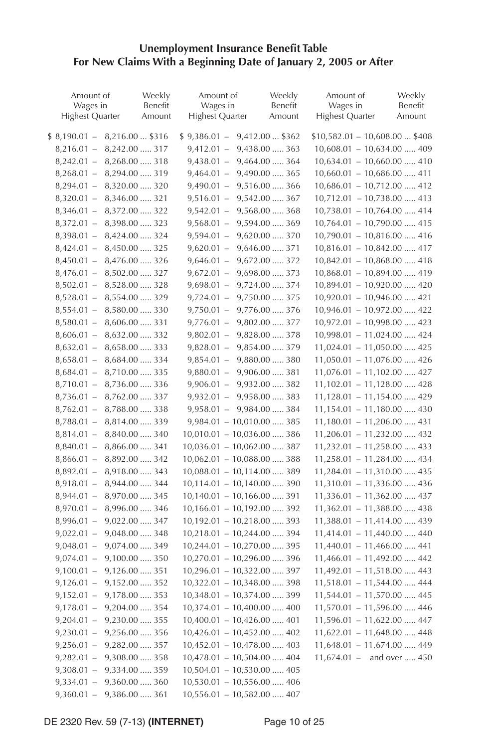## Unemployment Insurance Benefit Table
## For New Claims With a Beginning Date of January 2, 2005 or After

| Amount of Wages in Highest Quarter | Weekly Benefit Amount | Amount of Wages in Highest Quarter | Weekly Benefit Amount | Amount of Wages in Highest Quarter | Weekly Benefit Amount |
|---|---|---|---|---|---|
| $ 8,190.01 – 8,216.00 | $316 | $ 9,386.01 – 9,412.00 | $362 | $10,582.01 – 10,608.00 | $408 |
| 8,216.01 – 8,242.00 | 317 | 9,412.01 – 9,438.00 | 363 | 10,608.01 – 10,634.00 | 409 |
| 8,242.01 – 8,268.00 | 318 | 9,438.01 – 9,464.00 | 364 | 10,634.01 – 10,660.00 | 410 |
| 8,268.01 – 8,294.00 | 319 | 9,464.01 – 9,490.00 | 365 | 10,660.01 – 10,686.00 | 411 |
| 8,294.01 – 8,320.00 | 320 | 9,490.01 – 9,516.00 | 366 | 10,686.01 – 10,712.00 | 412 |
| 8,320.01 – 8,346.00 | 321 | 9,516.01 – 9,542.00 | 367 | 10,712.01 – 10,738.00 | 413 |
| 8,346.01 – 8,372.00 | 322 | 9,542.01 – 9,568.00 | 368 | 10,738.01 – 10,764.00 | 414 |
| 8,372.01 – 8,398.00 | 323 | 9,568.01 – 9,594.00 | 369 | 10,764.01 – 10,790.00 | 415 |
| 8,398.01 – 8,424.00 | 324 | 9,594.01 – 9,620.00 | 370 | 10,790.01 – 10,816.00 | 416 |
| 8,424.01 – 8,450.00 | 325 | 9,620.01 – 9,646.00 | 371 | 10,816.01 – 10,842.00 | 417 |
| 8,450.01 – 8,476.00 | 326 | 9,646.01 – 9,672.00 | 372 | 10,842.01 – 10,868.00 | 418 |
| 8,476.01 – 8,502.00 | 327 | 9,672.01 – 9,698.00 | 373 | 10,868.01 – 10,894.00 | 419 |
| 8,502.01 – 8,528.00 | 328 | 9,698.01 – 9,724.00 | 374 | 10,894.01 – 10,920.00 | 420 |
| 8,528.01 – 8,554.00 | 329 | 9,724.01 – 9,750.00 | 375 | 10,920.01 – 10,946.00 | 421 |
| 8,554.01 – 8,580.00 | 330 | 9,750.01 – 9,776.00 | 376 | 10,946.01 – 10,972.00 | 422 |
| 8,580.01 – 8,606.00 | 331 | 9,776.01 – 9,802.00 | 377 | 10,972.01 – 10,998.00 | 423 |
| 8,606.01 – 8,632.00 | 332 | 9,802.01 – 9,828.00 | 378 | 10,998.01 – 11,024.00 | 424 |
| 8,632.01 – 8,658.00 | 333 | 9,828.01 – 9,854.00 | 379 | 11,024.01 – 11,050.00 | 425 |
| 8,658.01 – 8,684.00 | 334 | 9,854.01 – 9,880.00 | 380 | 11,050.01 – 11,076.00 | 426 |
| 8,684.01 – 8,710.00 | 335 | 9,880.01 – 9,906.00 | 381 | 11,076.01 – 11,102.00 | 427 |
| 8,710.01 – 8,736.00 | 336 | 9,906.01 – 9,932.00 | 382 | 11,102.01 – 11,128.00 | 428 |
| 8,736.01 – 8,762.00 | 337 | 9,932.01 – 9,958.00 | 383 | 11,128.01 – 11,154.00 | 429 |
| 8,762.01 – 8,788.00 | 338 | 9,958.01 – 9,984.00 | 384 | 11,154.01 – 11,180.00 | 430 |
| 8,788.01 – 8,814.00 | 339 | 9,984.01 – 10,010.00 | 385 | 11,180.01 – 11,206.00 | 431 |
| 8,814.01 – 8,840.00 | 340 | 10,010.01 – 10,036.00 | 386 | 11,206.01 – 11,232.00 | 432 |
| 8,840.01 – 8,866.00 | 341 | 10,036.01 – 10,062.00 | 387 | 11,232.01 – 11,258.00 | 433 |
| 8,866.01 – 8,892.00 | 342 | 10,062.01 – 10,088.00 | 388 | 11,258.01 – 11,284.00 | 434 |
| 8,892.01 – 8,918.00 | 343 | 10,088.01 – 10,114.00 | 389 | 11,284.01 – 11,310.00 | 435 |
| 8,918.01 – 8,944.00 | 344 | 10,114.01 – 10,140.00 | 390 | 11,310.01 – 11,336.00 | 436 |
| 8,944.01 – 8,970.00 | 345 | 10,140.01 – 10,166.00 | 391 | 11,336.01 – 11,362.00 | 437 |
| 8,970.01 – 8,996.00 | 346 | 10,166.01 – 10,192.00 | 392 | 11,362.01 – 11,388.00 | 438 |
| 8,996.01 – 9,022.00 | 347 | 10,192.01 – 10,218.00 | 393 | 11,388.01 – 11,414.00 | 439 |
| 9,022.01 – 9,048.00 | 348 | 10,218.01 – 10,244.00 | 394 | 11,414.01 – 11,440.00 | 440 |
| 9,048.01 – 9,074.00 | 349 | 10,244.01 – 10,270.00 | 395 | 11,440.01 – 11,466.00 | 441 |
| 9,074.01 – 9,100.00 | 350 | 10,270.01 – 10,296.00 | 396 | 11,466.01 – 11,492.00 | 442 |
| 9,100.01 – 9,126.00 | 351 | 10,296.01 – 10,322.00 | 397 | 11,492.01 – 11,518.00 | 443 |
| 9,126.01 – 9,152.00 | 352 | 10,322.01 – 10,348.00 | 398 | 11,518.01 – 11,544.00 | 444 |
| 9,152.01 – 9,178.00 | 353 | 10,348.01 – 10,374.00 | 399 | 11,544.01 – 11,570.00 | 445 |
| 9,178.01 – 9,204.00 | 354 | 10,374.01 – 10,400.00 | 400 | 11,570.01 – 11,596.00 | 446 |
| 9,204.01 – 9,230.00 | 355 | 10,400.01 – 10,426.00 | 401 | 11,596.01 – 11,622.00 | 447 |
| 9,230.01 – 9,256.00 | 356 | 10,426.01 – 10,452.00 | 402 | 11,622.01 – 11,648.00 | 448 |
| 9,256.01 – 9,282.00 | 357 | 10,452.01 – 10,478.00 | 403 | 11,648.01 – 11,674.00 | 449 |
| 9,282.01 – 9,308.00 | 358 | 10,478.01 – 10,504.00 | 404 | 11,674.01 – and over | 450 |
| 9,308.01 – 9,334.00 | 359 | 10,504.01 – 10,530.00 | 405 | | |
| 9,334.01 – 9,360.00 | 360 | 10,530.01 – 10,556.00 | 406 | | |
| 9,360.01 – 9,386.00 | 361 | 10,556.01 – 10,582.00 | 407 | | |

DE 2320 Rev. 59 (7-13) **(INTERNET)**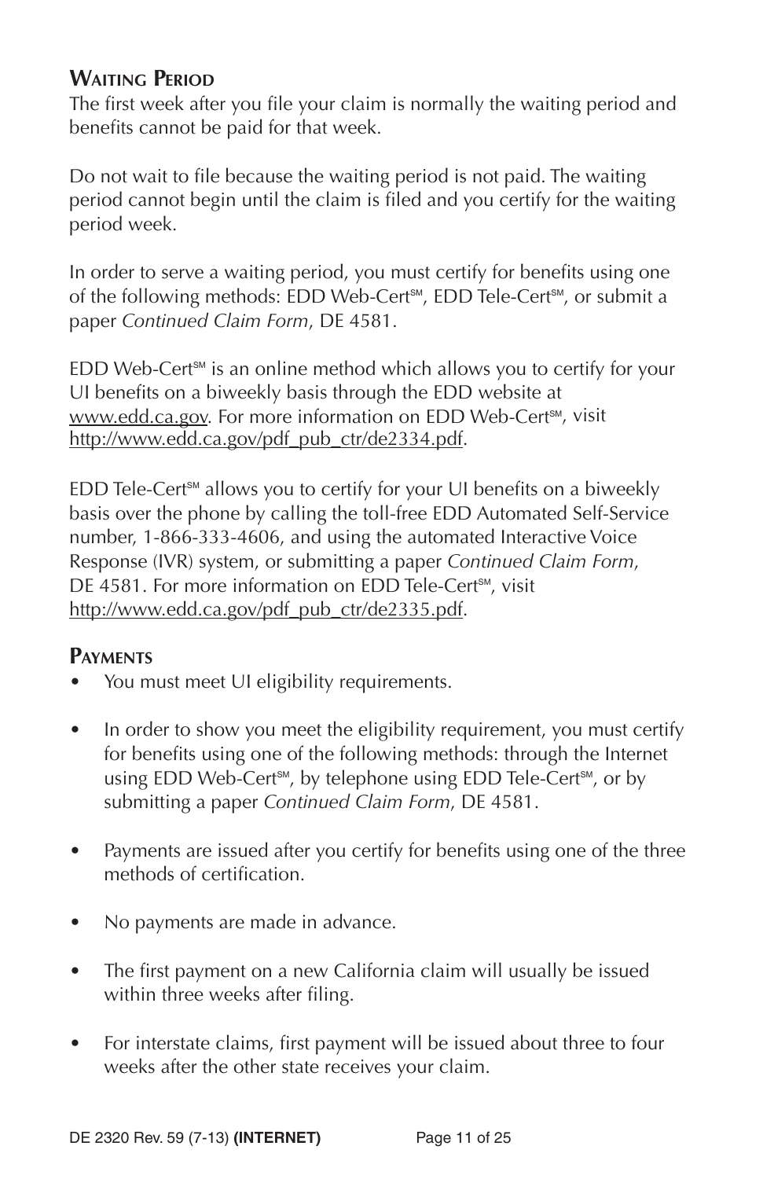## Waiting Period

The first week after you file your claim is normally the waiting period and benefits cannot be paid for that week.

Do not wait to file because the waiting period is not paid. The waiting period cannot begin until the claim is filed and you certify for the waiting period week.

In order to serve a waiting period, you must certify for benefits using one of the following methods: EDD Web-Cert℠, EDD Tele-Cert℠, or submit a paper *Continued Claim Form*, DE 4581.

EDD Web-Cert℠ is an online method which allows you to certify for your UI benefits on a biweekly basis through the EDD website at www.edd.ca.gov. For more information on EDD Web-Cert℠, visit http://www.edd.ca.gov/pdf_pub_ctr/de2334.pdf.

EDD Tele-Cert℠ allows you to certify for your UI benefits on a biweekly basis over the phone by calling the toll-free EDD Automated Self-Service number, 1-866-333-4606, and using the automated Interactive Voice Response (IVR) system, or submitting a paper *Continued Claim Form*, DE 4581. For more information on EDD Tele-Cert℠, visit http://www.edd.ca.gov/pdf_pub_ctr/de2335.pdf.

## Payments

- You must meet UI eligibility requirements.
- In order to show you meet the eligibility requirement, you must certify for benefits using one of the following methods: through the Internet using EDD Web-Cert℠, by telephone using EDD Tele-Cert℠, or by submitting a paper *Continued Claim Form*, DE 4581.
- Payments are issued after you certify for benefits using one of the three methods of certification.
- No payments are made in advance.
- The first payment on a new California claim will usually be issued within three weeks after filing.
- For interstate claims, first payment will be issued about three to four weeks after the other state receives your claim.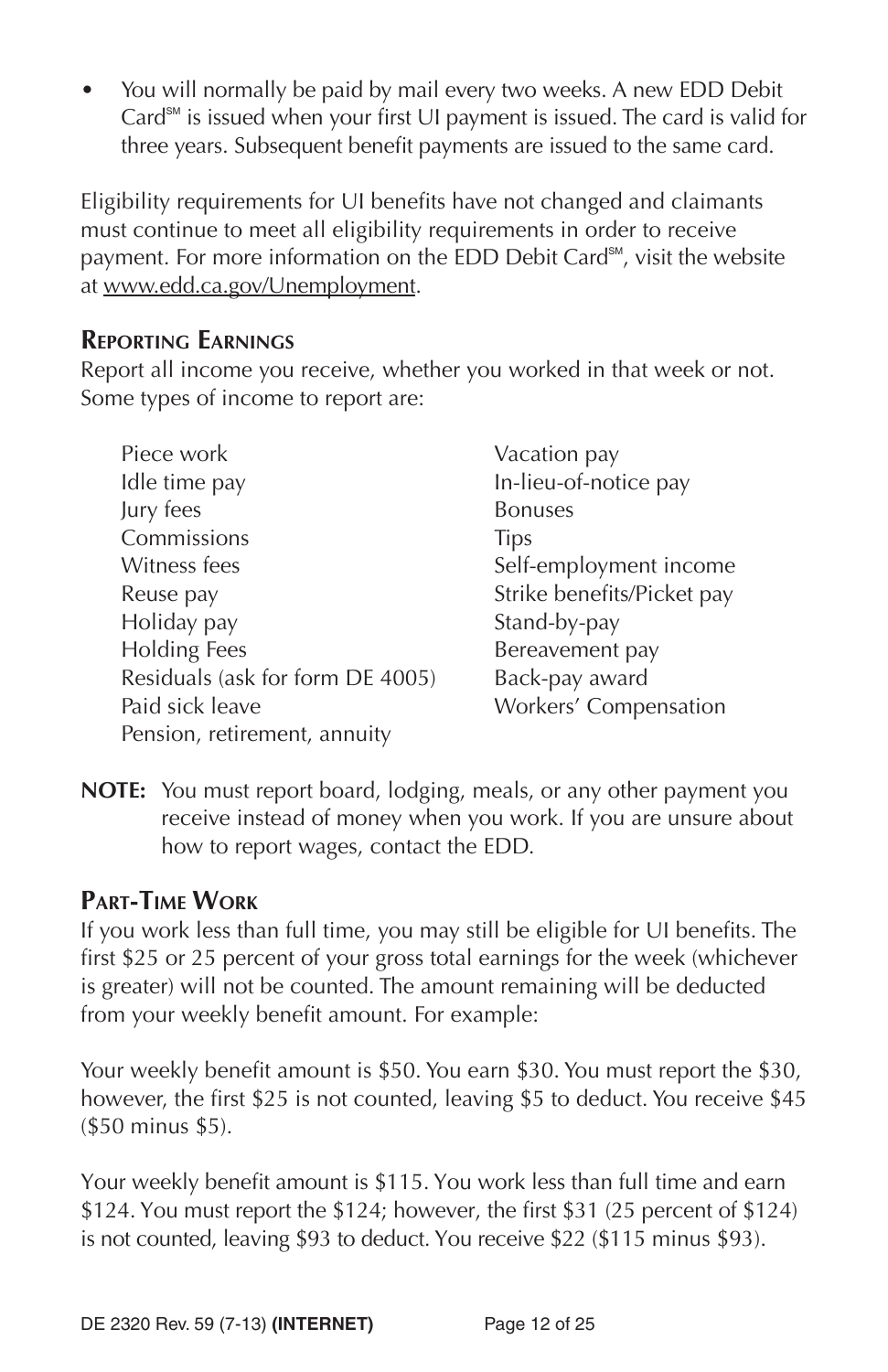- You will normally be paid by mail every two weeks. A new EDD Debit Card℠ is issued when your first UI payment is issued. The card is valid for three years. Subsequent benefit payments are issued to the same card.

Eligibility requirements for UI benefits have not changed and claimants must continue to meet all eligibility requirements in order to receive payment. For more information on the EDD Debit Card℠, visit the website at www.edd.ca.gov/Unemployment.

### Reporting Earnings

Report all income you receive, whether you worked in that week or not. Some types of income to report are:

- Piece work
- Idle time pay
- Jury fees
- Commissions
- Witness fees
- Reuse pay
- Holiday pay
- Holding Fees
- Residuals (ask for form DE 4005)
- Paid sick leave
- Pension, retirement, annuity
- Vacation pay
- In-lieu-of-notice pay
- Bonuses
- Tips
- Self-employment income
- Strike benefits/Picket pay
- Stand-by-pay
- Bereavement pay
- Back-pay award
- Workers' Compensation

**NOTE:** You must report board, lodging, meals, or any other payment you receive instead of money when you work. If you are unsure about how to report wages, contact the EDD.

### Part-Time Work

If you work less than full time, you may still be eligible for UI benefits. The first $25 or 25 percent of your gross total earnings for the week (whichever is greater) will not be counted. The amount remaining will be deducted from your weekly benefit amount. For example:

Your weekly benefit amount is $50. You earn $30. You must report the $30, however, the first $25 is not counted, leaving $5 to deduct. You receive $45 ($50 minus $5).

Your weekly benefit amount is $115. You work less than full time and earn $124. You must report the $124; however, the first $31 (25 percent of $124) is not counted, leaving $93 to deduct. You receive $22 ($115 minus $93).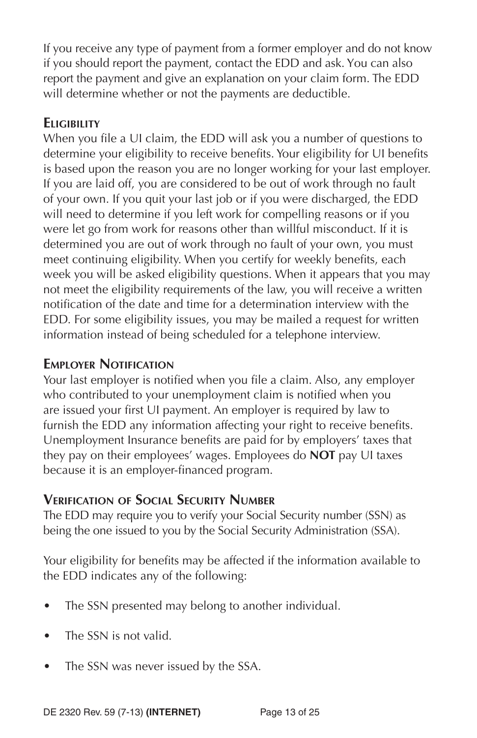If you receive any type of payment from a former employer and do not know if you should report the payment, contact the EDD and ask. You can also report the payment and give an explanation on your claim form. The EDD will determine whether or not the payments are deductible.

### Eligibility

When you file a UI claim, the EDD will ask you a number of questions to determine your eligibility to receive benefits. Your eligibility for UI benefits is based upon the reason you are no longer working for your last employer. If you are laid off, you are considered to be out of work through no fault of your own. If you quit your last job or if you were discharged, the EDD will need to determine if you left work for compelling reasons or if you were let go from work for reasons other than willful misconduct. If it is determined you are out of work through no fault of your own, you must meet continuing eligibility. When you certify for weekly benefits, each week you will be asked eligibility questions. When it appears that you may not meet the eligibility requirements of the law, you will receive a written notification of the date and time for a determination interview with the EDD. For some eligibility issues, you may be mailed a request for written information instead of being scheduled for a telephone interview.

### Employer Notification

Your last employer is notified when you file a claim. Also, any employer who contributed to your unemployment claim is notified when you are issued your first UI payment. An employer is required by law to furnish the EDD any information affecting your right to receive benefits. Unemployment Insurance benefits are paid for by employers' taxes that they pay on their employees' wages. Employees do **NOT** pay UI taxes because it is an employer-financed program.

### Verification of Social Security Number

The EDD may require you to verify your Social Security number (SSN) as being the one issued to you by the Social Security Administration (SSA).

Your eligibility for benefits may be affected if the information available to the EDD indicates any of the following:

- The SSN presented may belong to another individual.
- The SSN is not valid.
- The SSN was never issued by the SSA.

DE 2320 Rev. 59 (7-13) **(INTERNET)**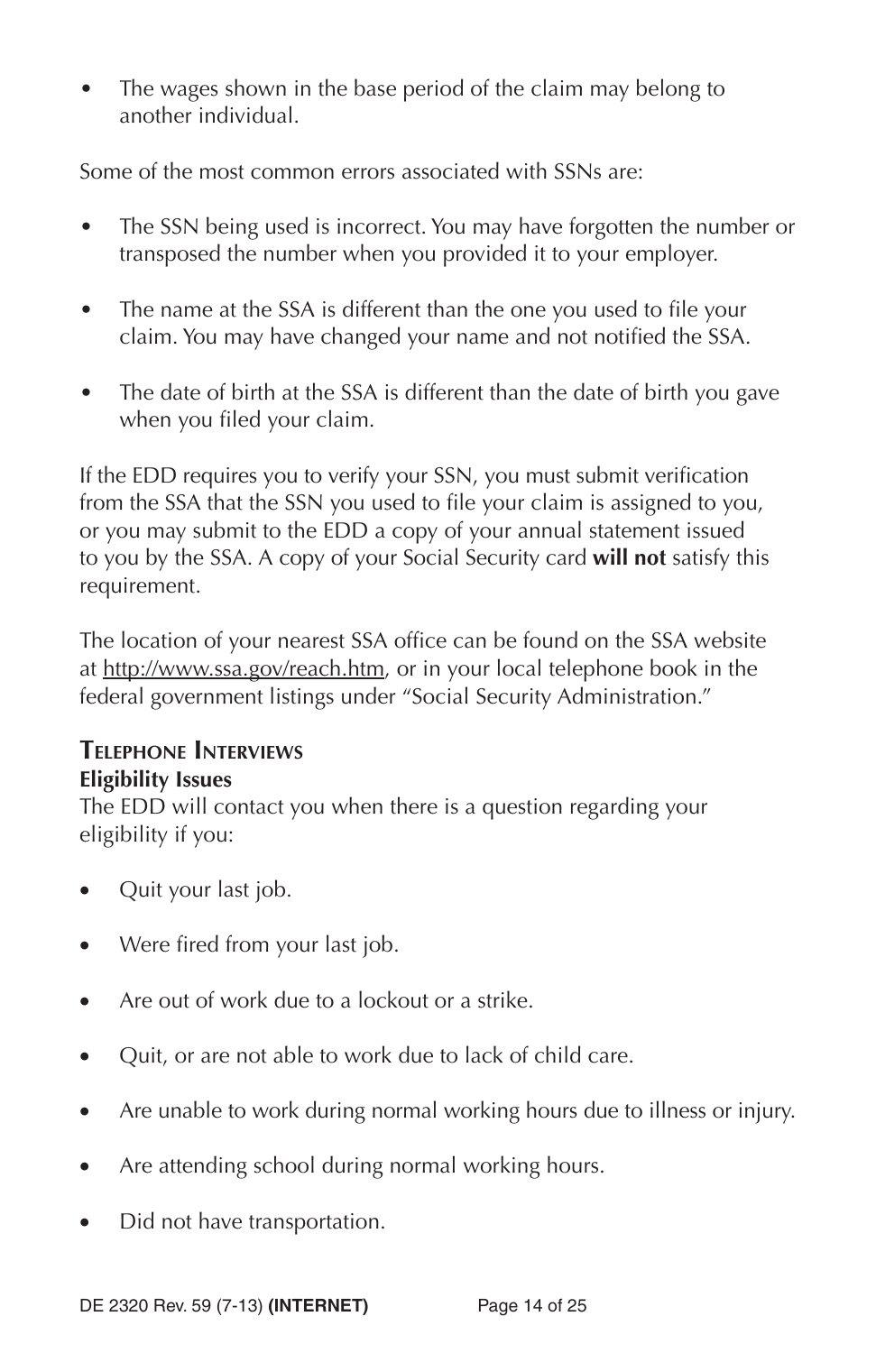- The wages shown in the base period of the claim may belong to another individual.

Some of the most common errors associated with SSNs are:

- The SSN being used is incorrect. You may have forgotten the number or transposed the number when you provided it to your employer.
- The name at the SSA is different than the one you used to file your claim. You may have changed your name and not notified the SSA.
- The date of birth at the SSA is different than the date of birth you gave when you filed your claim.

If the EDD requires you to verify your SSN, you must submit verification from the SSA that the SSN you used to file your claim is assigned to you, or you may submit to the EDD a copy of your annual statement issued to you by the SSA. A copy of your Social Security card **will not** satisfy this requirement.

The location of your nearest SSA office can be found on the SSA website at http://www.ssa.gov/reach.htm, or in your local telephone book in the federal government listings under "Social Security Administration."

## Telephone Interviews

### Eligibility Issues

The EDD will contact you when there is a question regarding your eligibility if you:

- Quit your last job.
- Were fired from your last job.
- Are out of work due to a lockout or a strike.
- Quit, or are not able to work due to lack of child care.
- Are unable to work during normal working hours due to illness or injury.
- Are attending school during normal working hours.
- Did not have transportation.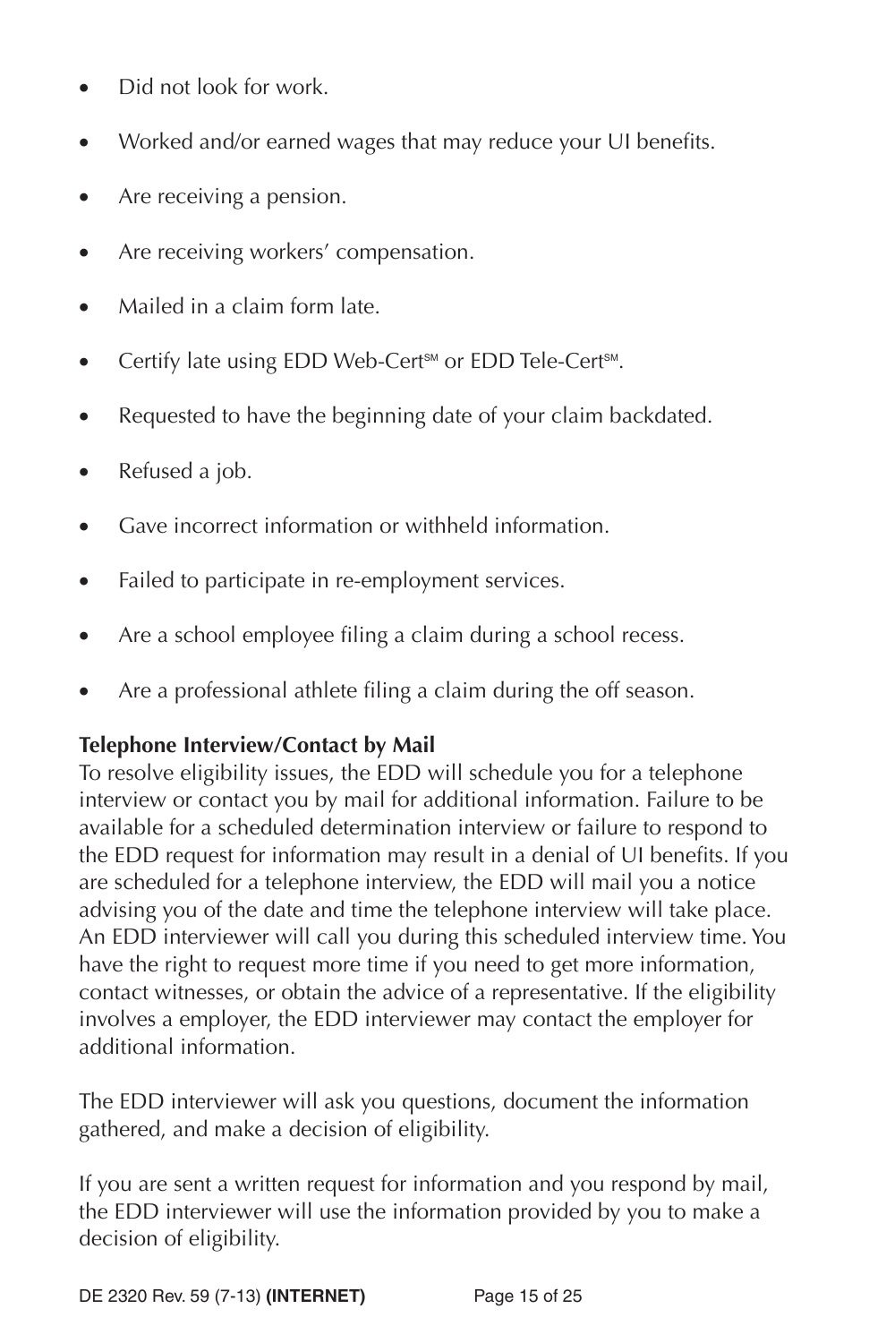- Did not look for work.
- Worked and/or earned wages that may reduce your UI benefits.
- Are receiving a pension.
- Are receiving workers' compensation.
- Mailed in a claim form late.
- Certify late using EDD Web-Cert℠ or EDD Tele-Cert℠.
- Requested to have the beginning date of your claim backdated.
- Refused a job.
- Gave incorrect information or withheld information.
- Failed to participate in re-employment services.
- Are a school employee filing a claim during a school recess.
- Are a professional athlete filing a claim during the off season.

**Telephone Interview/Contact by Mail**

To resolve eligibility issues, the EDD will schedule you for a telephone interview or contact you by mail for additional information. Failure to be available for a scheduled determination interview or failure to respond to the EDD request for information may result in a denial of UI benefits. If you are scheduled for a telephone interview, the EDD will mail you a notice advising you of the date and time the telephone interview will take place. An EDD interviewer will call you during this scheduled interview time. You have the right to request more time if you need to get more information, contact witnesses, or obtain the advice of a representative. If the eligibility involves a employer, the EDD interviewer may contact the employer for additional information.

The EDD interviewer will ask you questions, document the information gathered, and make a decision of eligibility.

If you are sent a written request for information and you respond by mail, the EDD interviewer will use the information provided by you to make a decision of eligibility.

DE 2320 Rev. 59 (7-13) **(INTERNET)**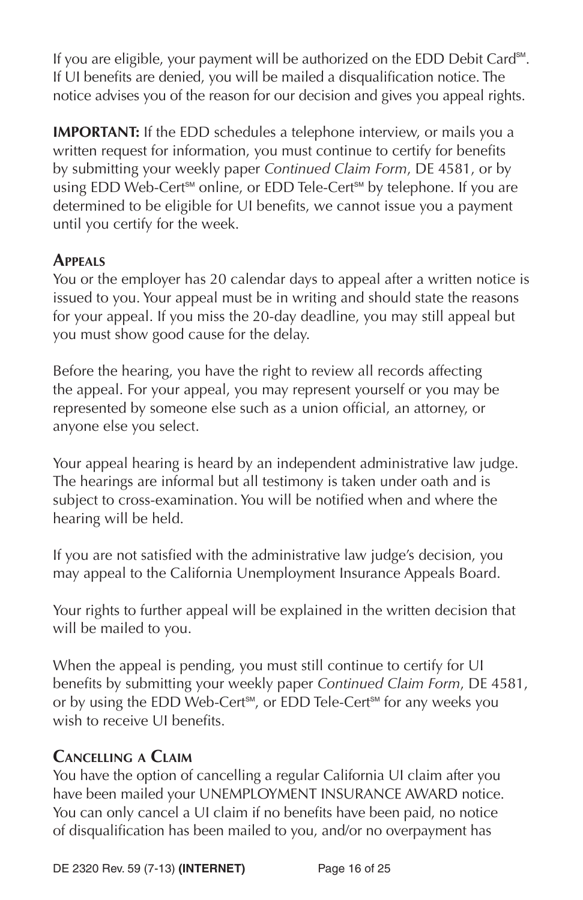If you are eligible, your payment will be authorized on the EDD Debit Card℠. If UI benefits are denied, you will be mailed a disqualification notice. The notice advises you of the reason for our decision and gives you appeal rights.

**IMPORTANT:** If the EDD schedules a telephone interview, or mails you a written request for information, you must continue to certify for benefits by submitting your weekly paper *Continued Claim Form*, DE 4581, or by using EDD Web-Cert℠ online, or EDD Tele-Cert℠ by telephone. If you are determined to be eligible for UI benefits, we cannot issue you a payment until you certify for the week.

### Appeals

You or the employer has 20 calendar days to appeal after a written notice is issued to you. Your appeal must be in writing and should state the reasons for your appeal. If you miss the 20-day deadline, you may still appeal but you must show good cause for the delay.

Before the hearing, you have the right to review all records affecting the appeal. For your appeal, you may represent yourself or you may be represented by someone else such as a union official, an attorney, or anyone else you select.

Your appeal hearing is heard by an independent administrative law judge. The hearings are informal but all testimony is taken under oath and is subject to cross-examination. You will be notified when and where the hearing will be held.

If you are not satisfied with the administrative law judge's decision, you may appeal to the California Unemployment Insurance Appeals Board.

Your rights to further appeal will be explained in the written decision that will be mailed to you.

When the appeal is pending, you must still continue to certify for UI benefits by submitting your weekly paper *Continued Claim Form*, DE 4581, or by using the EDD Web-Cert℠, or EDD Tele-Cert℠ for any weeks you wish to receive UI benefits.

### Cancelling a Claim

You have the option of cancelling a regular California UI claim after you have been mailed your UNEMPLOYMENT INSURANCE AWARD notice. You can only cancel a UI claim if no benefits have been paid, no notice of disqualification has been mailed to you, and/or no overpayment has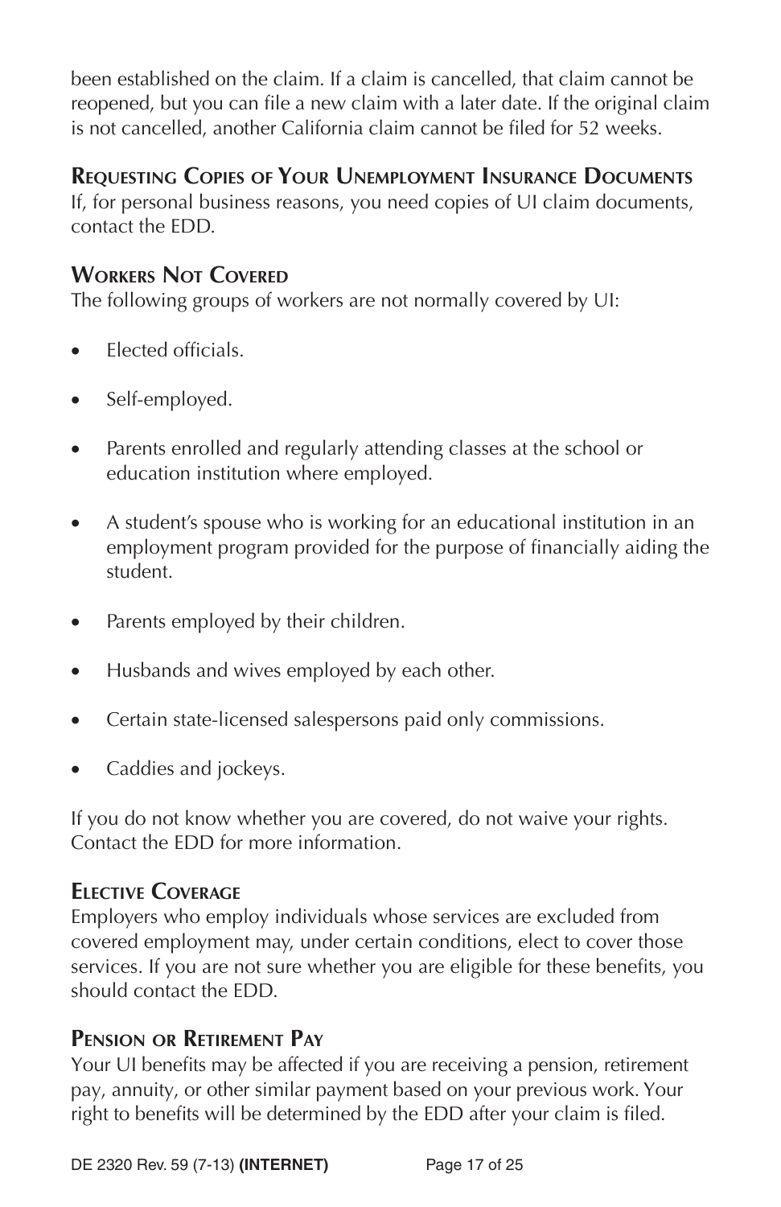been established on the claim. If a claim is cancelled, that claim cannot be reopened, but you can file a new claim with a later date. If the original claim is not cancelled, another California claim cannot be filed for 52 weeks.

### Requesting Copies of Your Unemployment Insurance Documents

If, for personal business reasons, you need copies of UI claim documents, contact the EDD.

### Workers Not Covered

The following groups of workers are not normally covered by UI:

- Elected officials.
- Self-employed.
- Parents enrolled and regularly attending classes at the school or education institution where employed.
- A student's spouse who is working for an educational institution in an employment program provided for the purpose of financially aiding the student.
- Parents employed by their children.
- Husbands and wives employed by each other.
- Certain state-licensed salespersons paid only commissions.
- Caddies and jockeys.

If you do not know whether you are covered, do not waive your rights. Contact the EDD for more information.

### Elective Coverage

Employers who employ individuals whose services are excluded from covered employment may, under certain conditions, elect to cover those services. If you are not sure whether you are eligible for these benefits, you should contact the EDD.

### Pension or Retirement Pay

Your UI benefits may be affected if you are receiving a pension, retirement pay, annuity, or other similar payment based on your previous work. Your right to benefits will be determined by the EDD after your claim is filed.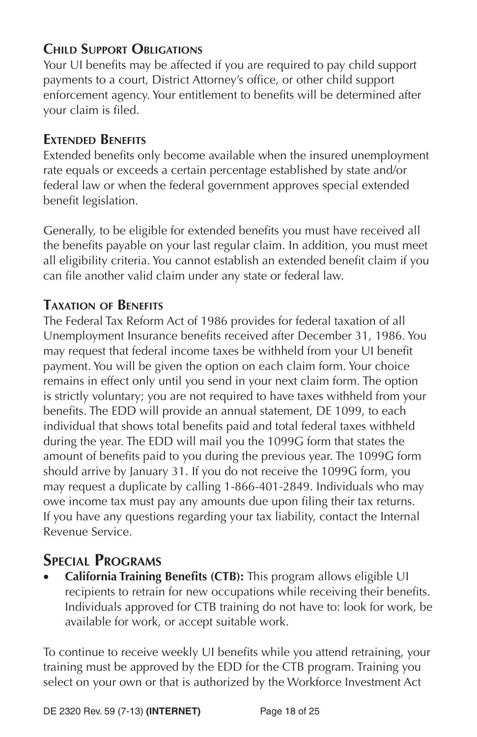### Child Support Obligations

Your UI benefits may be affected if you are required to pay child support payments to a court, District Attorney's office, or other child support enforcement agency. Your entitlement to benefits will be determined after your claim is filed.

### Extended Benefits

Extended benefits only become available when the insured unemployment rate equals or exceeds a certain percentage established by state and/or federal law or when the federal government approves special extended benefit legislation.

Generally, to be eligible for extended benefits you must have received all the benefits payable on your last regular claim. In addition, you must meet all eligibility criteria. You cannot establish an extended benefit claim if you can file another valid claim under any state or federal law.

### Taxation of Benefits

The Federal Tax Reform Act of 1986 provides for federal taxation of all Unemployment Insurance benefits received after December 31, 1986. You may request that federal income taxes be withheld from your UI benefit payment. You will be given the option on each claim form. Your choice remains in effect only until you send in your next claim form. The option is strictly voluntary; you are not required to have taxes withheld from your benefits. The EDD will provide an annual statement, DE 1099, to each individual that shows total benefits paid and total federal taxes withheld during the year. The EDD will mail you the 1099G form that states the amount of benefits paid to you during the previous year. The 1099G form should arrive by January 31. If you do not receive the 1099G form, you may request a duplicate by calling 1-866-401-2849. Individuals who may owe income tax must pay any amounts due upon filing their tax returns. If you have any questions regarding your tax liability, contact the Internal Revenue Service.

## Special Programs

- **California Training Benefits (CTB):** This program allows eligible UI recipients to retrain for new occupations while receiving their benefits. Individuals approved for CTB training do not have to: look for work, be available for work, or accept suitable work.

To continue to receive weekly UI benefits while you attend retraining, your training must be approved by the EDD for the CTB program. Training you select on your own or that is authorized by the Workforce Investment Act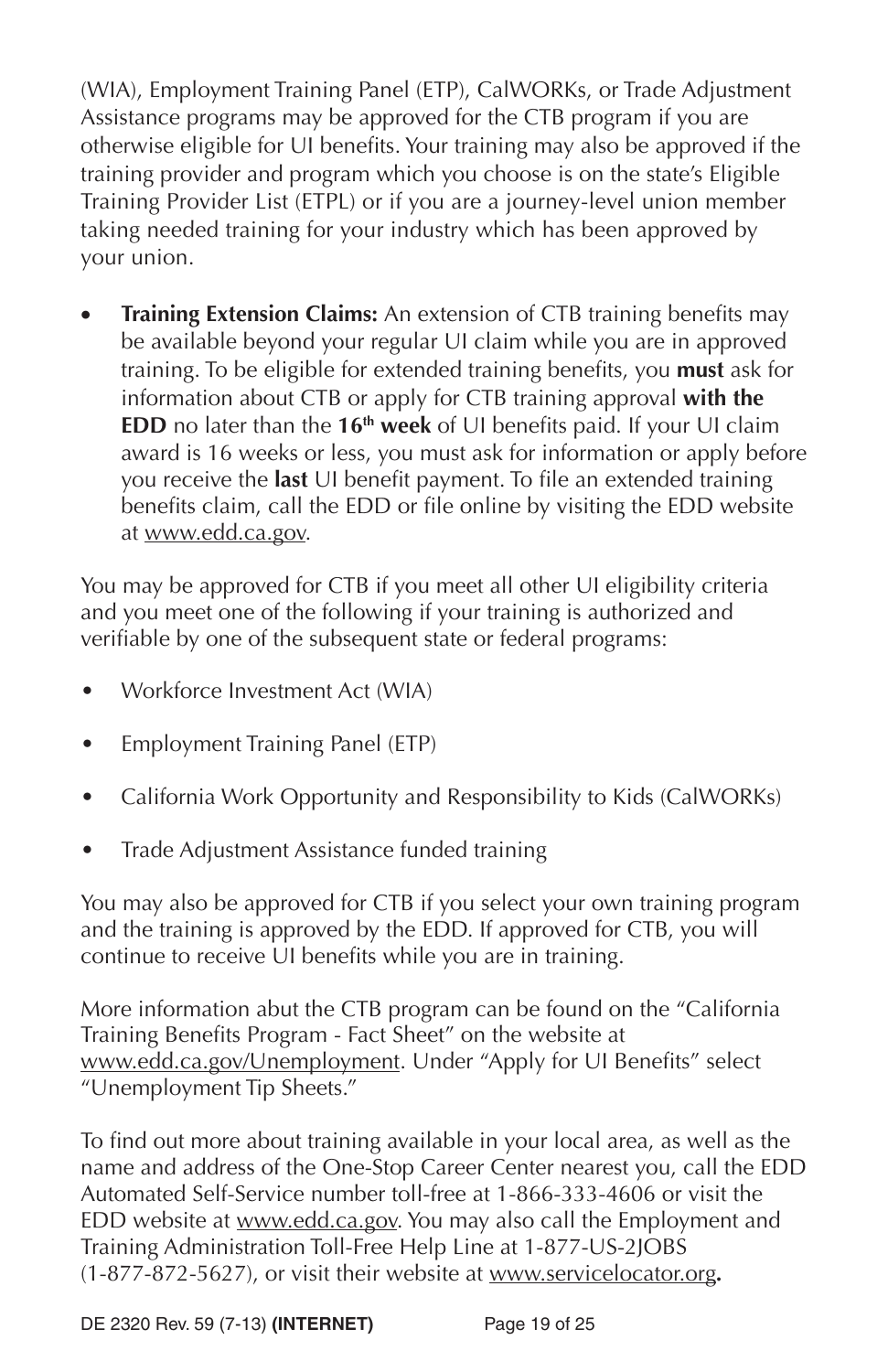(WIA), Employment Training Panel (ETP), CalWORKs, or Trade Adjustment Assistance programs may be approved for the CTB program if you are otherwise eligible for UI benefits. Your training may also be approved if the training provider and program which you choose is on the state's Eligible Training Provider List (ETPL) or if you are a journey-level union member taking needed training for your industry which has been approved by your union.

- **Training Extension Claims:** An extension of CTB training benefits may be available beyond your regular UI claim while you are in approved training. To be eligible for extended training benefits, you **must** ask for information about CTB or apply for CTB training approval **with the EDD** no later than the **16th week** of UI benefits paid. If your UI claim award is 16 weeks or less, you must ask for information or apply before you receive the **last** UI benefit payment. To file an extended training benefits claim, call the EDD or file online by visiting the EDD website at www.edd.ca.gov.

You may be approved for CTB if you meet all other UI eligibility criteria and you meet one of the following if your training is authorized and verifiable by one of the subsequent state or federal programs:

- Workforce Investment Act (WIA)
- Employment Training Panel (ETP)
- California Work Opportunity and Responsibility to Kids (CalWORKs)
- Trade Adjustment Assistance funded training

You may also be approved for CTB if you select your own training program and the training is approved by the EDD. If approved for CTB, you will continue to receive UI benefits while you are in training.

More information abut the CTB program can be found on the "California Training Benefits Program - Fact Sheet" on the website at www.edd.ca.gov/Unemployment. Under "Apply for UI Benefits" select "Unemployment Tip Sheets."

To find out more about training available in your local area, as well as the name and address of the One-Stop Career Center nearest you, call the EDD Automated Self-Service number toll-free at 1-866-333-4606 or visit the EDD website at www.edd.ca.gov. You may also call the Employment and Training Administration Toll-Free Help Line at 1-877-US-2JOBS (1-877-872-5627), or visit their website at www.servicelocator.org**.**

DE 2320 Rev. 59 (7-13) **(INTERNET)**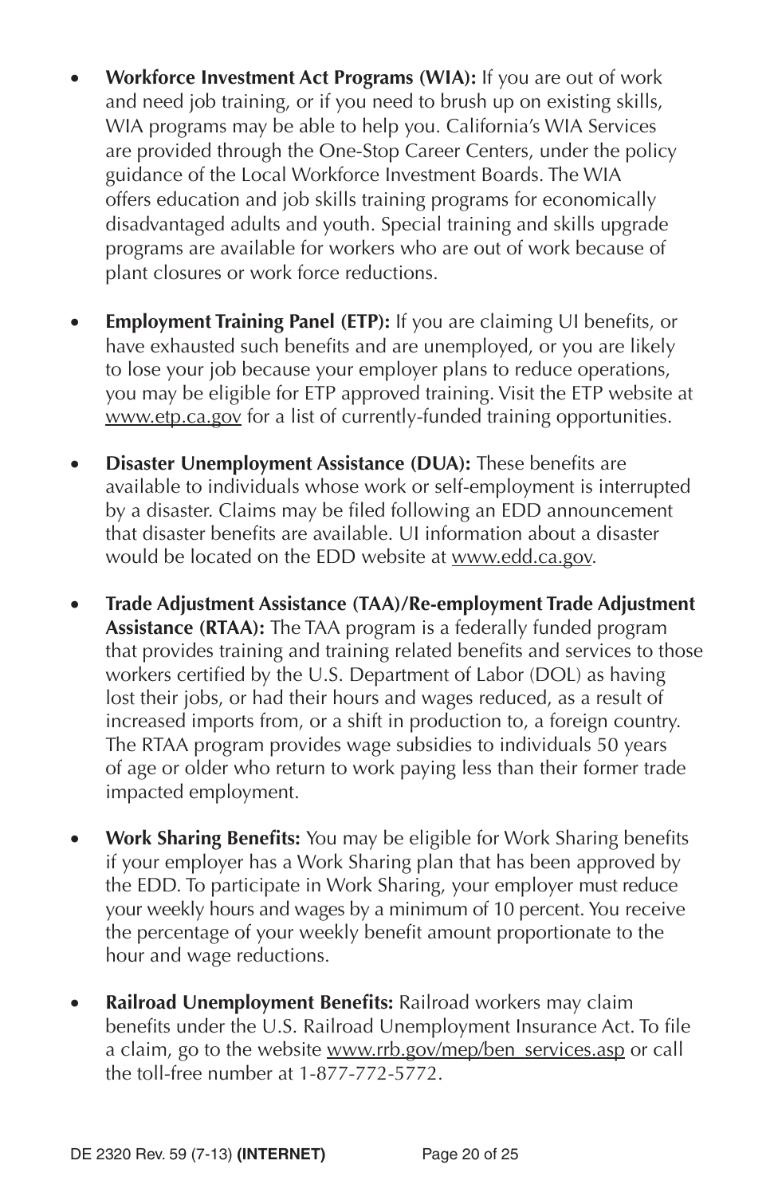- **Workforce Investment Act Programs (WIA):** If you are out of work and need job training, or if you need to brush up on existing skills, WIA programs may be able to help you. California's WIA Services are provided through the One-Stop Career Centers, under the policy guidance of the Local Workforce Investment Boards. The WIA offers education and job skills training programs for economically disadvantaged adults and youth. Special training and skills upgrade programs are available for workers who are out of work because of plant closures or work force reductions.

- **Employment Training Panel (ETP):** If you are claiming UI benefits, or have exhausted such benefits and are unemployed, or you are likely to lose your job because your employer plans to reduce operations, you may be eligible for ETP approved training. Visit the ETP website at www.etp.ca.gov for a list of currently-funded training opportunities.

- **Disaster Unemployment Assistance (DUA):** These benefits are available to individuals whose work or self-employment is interrupted by a disaster. Claims may be filed following an EDD announcement that disaster benefits are available. UI information about a disaster would be located on the EDD website at www.edd.ca.gov.

- **Trade Adjustment Assistance (TAA)/Re-employment Trade Adjustment Assistance (RTAA):** The TAA program is a federally funded program that provides training and training related benefits and services to those workers certified by the U.S. Department of Labor (DOL) as having lost their jobs, or had their hours and wages reduced, as a result of increased imports from, or a shift in production to, a foreign country. The RTAA program provides wage subsidies to individuals 50 years of age or older who return to work paying less than their former trade impacted employment.

- **Work Sharing Benefits:** You may be eligible for Work Sharing benefits if your employer has a Work Sharing plan that has been approved by the EDD. To participate in Work Sharing, your employer must reduce your weekly hours and wages by a minimum of 10 percent. You receive the percentage of your weekly benefit amount proportionate to the hour and wage reductions.

- **Railroad Unemployment Benefits:** Railroad workers may claim benefits under the U.S. Railroad Unemployment Insurance Act. To file a claim, go to the website www.rrb.gov/mep/ben_services.asp or call the toll-free number at 1-877-772-5772.

DE 2320 Rev. 59 (7-13) **(INTERNET)**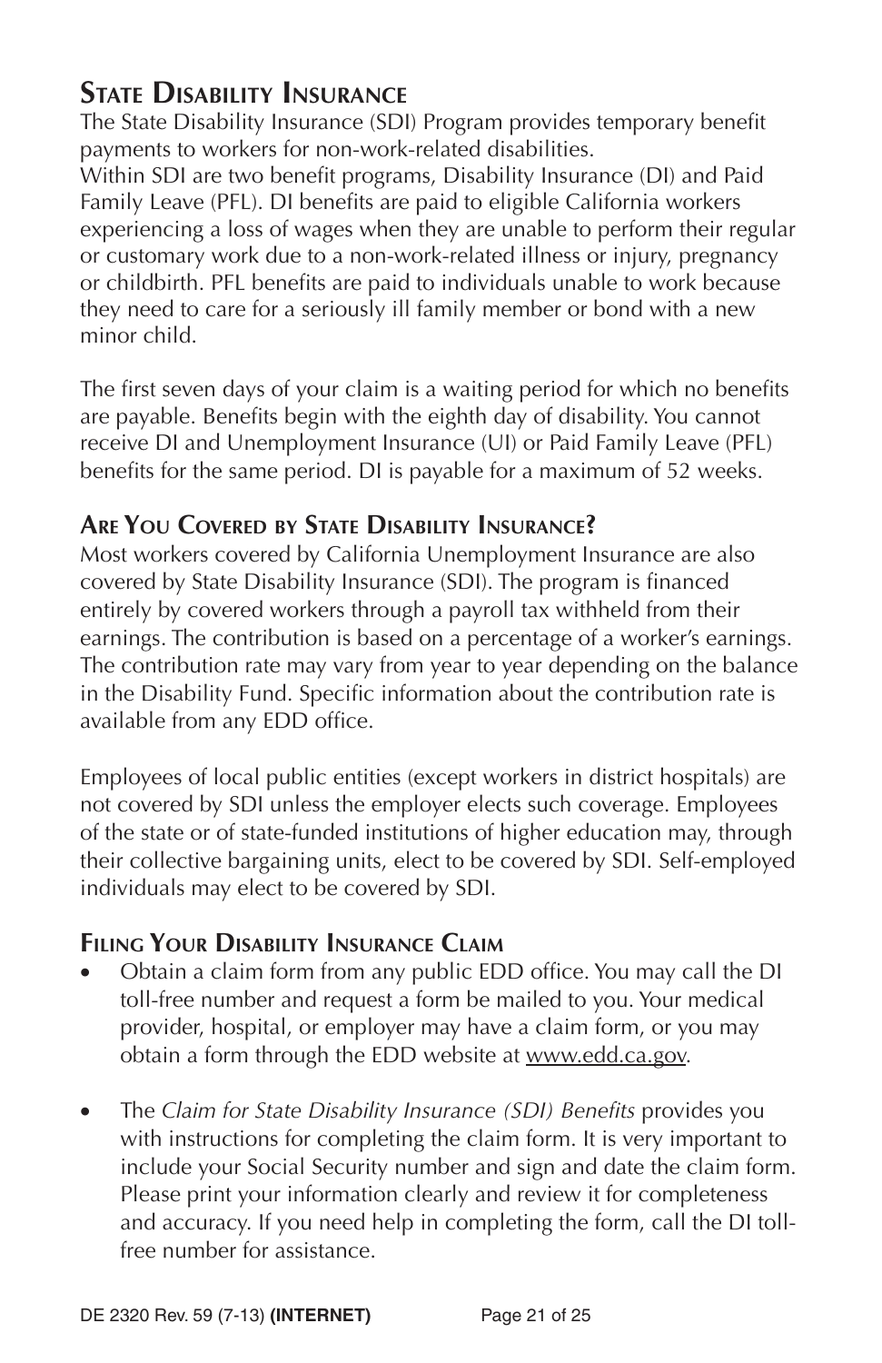## State Disability Insurance

The State Disability Insurance (SDI) Program provides temporary benefit payments to workers for non-work-related disabilities.

Within SDI are two benefit programs, Disability Insurance (DI) and Paid Family Leave (PFL). DI benefits are paid to eligible California workers experiencing a loss of wages when they are unable to perform their regular or customary work due to a non-work-related illness or injury, pregnancy or childbirth. PFL benefits are paid to individuals unable to work because they need to care for a seriously ill family member or bond with a new minor child.

The first seven days of your claim is a waiting period for which no benefits are payable. Benefits begin with the eighth day of disability. You cannot receive DI and Unemployment Insurance (UI) or Paid Family Leave (PFL) benefits for the same period. DI is payable for a maximum of 52 weeks.

### Are You Covered by State Disability Insurance?

Most workers covered by California Unemployment Insurance are also covered by State Disability Insurance (SDI). The program is financed entirely by covered workers through a payroll tax withheld from their earnings. The contribution is based on a percentage of a worker's earnings. The contribution rate may vary from year to year depending on the balance in the Disability Fund. Specific information about the contribution rate is available from any EDD office.

Employees of local public entities (except workers in district hospitals) are not covered by SDI unless the employer elects such coverage. Employees of the state or of state-funded institutions of higher education may, through their collective bargaining units, elect to be covered by SDI. Self-employed individuals may elect to be covered by SDI.

### Filing Your Disability Insurance Claim

- Obtain a claim form from any public EDD office. You may call the DI toll-free number and request a form be mailed to you. Your medical provider, hospital, or employer may have a claim form, or you may obtain a form through the EDD website at www.edd.ca.gov.

- The *Claim for State Disability Insurance (SDI) Benefits* provides you with instructions for completing the claim form. It is very important to include your Social Security number and sign and date the claim form. Please print your information clearly and review it for completeness and accuracy. If you need help in completing the form, call the DI toll-free number for assistance.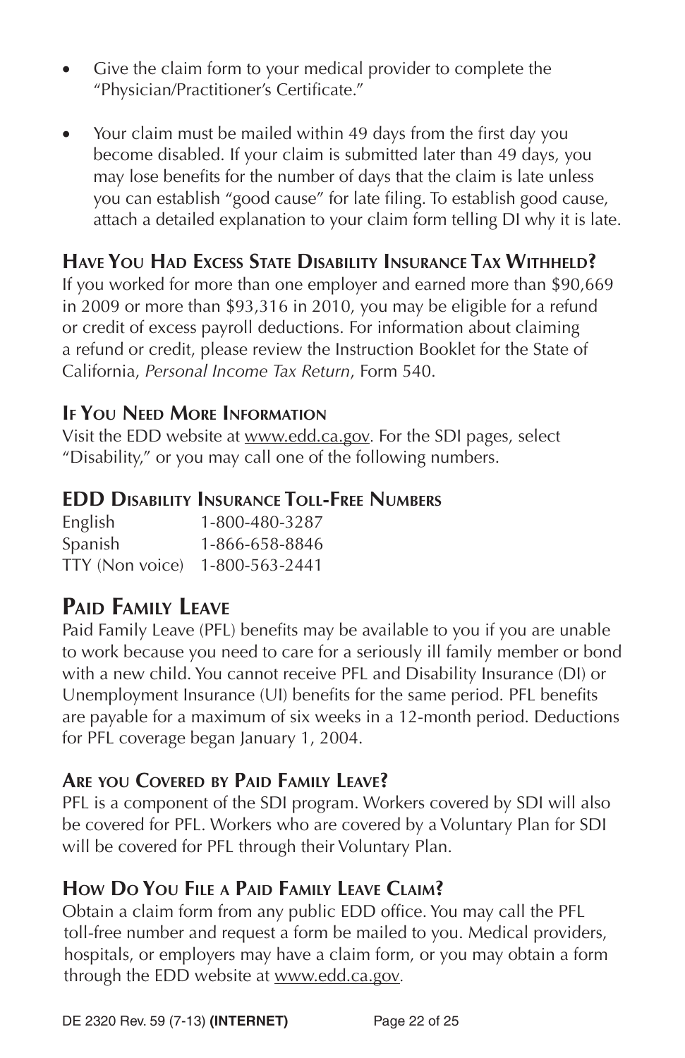- Give the claim form to your medical provider to complete the "Physician/Practitioner's Certificate."

- Your claim must be mailed within 49 days from the first day you become disabled. If your claim is submitted later than 49 days, you may lose benefits for the number of days that the claim is late unless you can establish "good cause" for late filing. To establish good cause, attach a detailed explanation to your claim form telling DI why it is late.

### Have You Had Excess State Disability Insurance Tax Withheld?

If you worked for more than one employer and earned more than $90,669 in 2009 or more than $93,316 in 2010, you may be eligible for a refund or credit of excess payroll deductions. For information about claiming a refund or credit, please review the Instruction Booklet for the State of California, *Personal Income Tax Return*, Form 540.

### If You Need More Information

Visit the EDD website at www.edd.ca.gov. For the SDI pages, select "Disability," or you may call one of the following numbers.

### EDD Disability Insurance Toll-Free Numbers

| | |
|---|---|
| English | 1-800-480-3287 |
| Spanish | 1-866-658-8846 |
| TTY (Non voice) | 1-800-563-2441 |

## Paid Family Leave

Paid Family Leave (PFL) benefits may be available to you if you are unable to work because you need to care for a seriously ill family member or bond with a new child. You cannot receive PFL and Disability Insurance (DI) or Unemployment Insurance (UI) benefits for the same period. PFL benefits are payable for a maximum of six weeks in a 12-month period. Deductions for PFL coverage began January 1, 2004.

### Are you Covered by Paid Family Leave?

PFL is a component of the SDI program. Workers covered by SDI will also be covered for PFL. Workers who are covered by a Voluntary Plan for SDI will be covered for PFL through their Voluntary Plan.

### How Do You File a Paid Family Leave Claim?

Obtain a claim form from any public EDD office. You may call the PFL toll-free number and request a form be mailed to you. Medical providers, hospitals, or employers may have a claim form, or you may obtain a form through the EDD website at www.edd.ca.gov.

DE 2320 Rev. 59 (7-13) **(INTERNET)**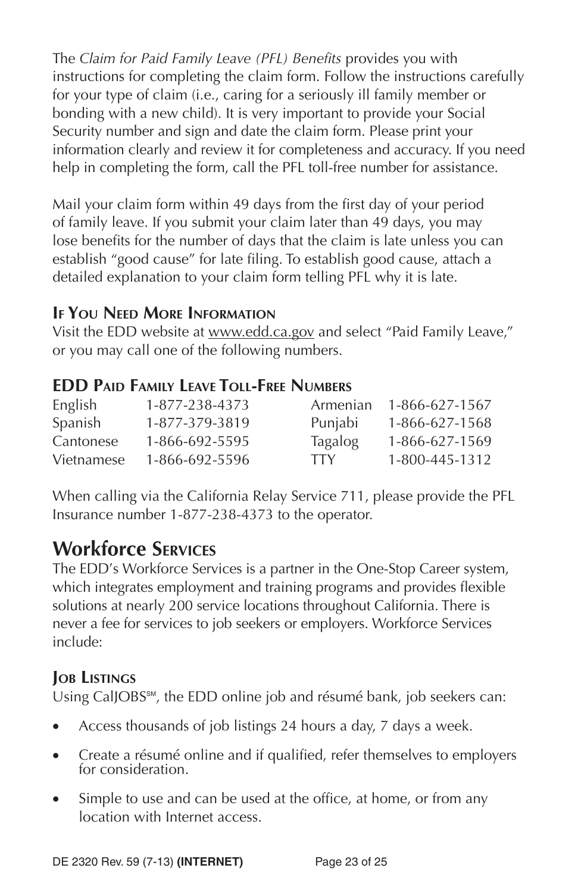The *Claim for Paid Family Leave (PFL) Benefits* provides you with instructions for completing the claim form. Follow the instructions carefully for your type of claim (i.e., caring for a seriously ill family member or bonding with a new child). It is very important to provide your Social Security number and sign and date the claim form. Please print your information clearly and review it for completeness and accuracy. If you need help in completing the form, call the PFL toll-free number for assistance.

Mail your claim form within 49 days from the first day of your period of family leave. If you submit your claim later than 49 days, you may lose benefits for the number of days that the claim is late unless you can establish "good cause" for late filing. To establish good cause, attach a detailed explanation to your claim form telling PFL why it is late.

### If You Need More Information

Visit the EDD website at www.edd.ca.gov and select "Paid Family Leave," or you may call one of the following numbers.

### EDD Paid Family Leave Toll-Free Numbers

| | | | |
|---|---|---|---|
| English | 1-877-238-4373 | Armenian | 1-866-627-1567 |
| Spanish | 1-877-379-3819 | Punjabi | 1-866-627-1568 |
| Cantonese | 1-866-692-5595 | Tagalog | 1-866-627-1569 |
| Vietnamese | 1-866-692-5596 | TTY | 1-800-445-1312 |

When calling via the California Relay Service 711, please provide the PFL Insurance number 1-877-238-4373 to the operator.

## Workforce Services

The EDD's Workforce Services is a partner in the One-Stop Career system, which integrates employment and training programs and provides flexible solutions at nearly 200 service locations throughout California. There is never a fee for services to job seekers or employers. Workforce Services include:

### Job Listings

Using CalJOBS℠, the EDD online job and résumé bank, job seekers can:

- Access thousands of job listings 24 hours a day, 7 days a week.
- Create a résumé online and if qualified, refer themselves to employers for consideration.
- Simple to use and can be used at the office, at home, or from any location with Internet access.

DE 2320 Rev. 59 (7-13) **(INTERNET)**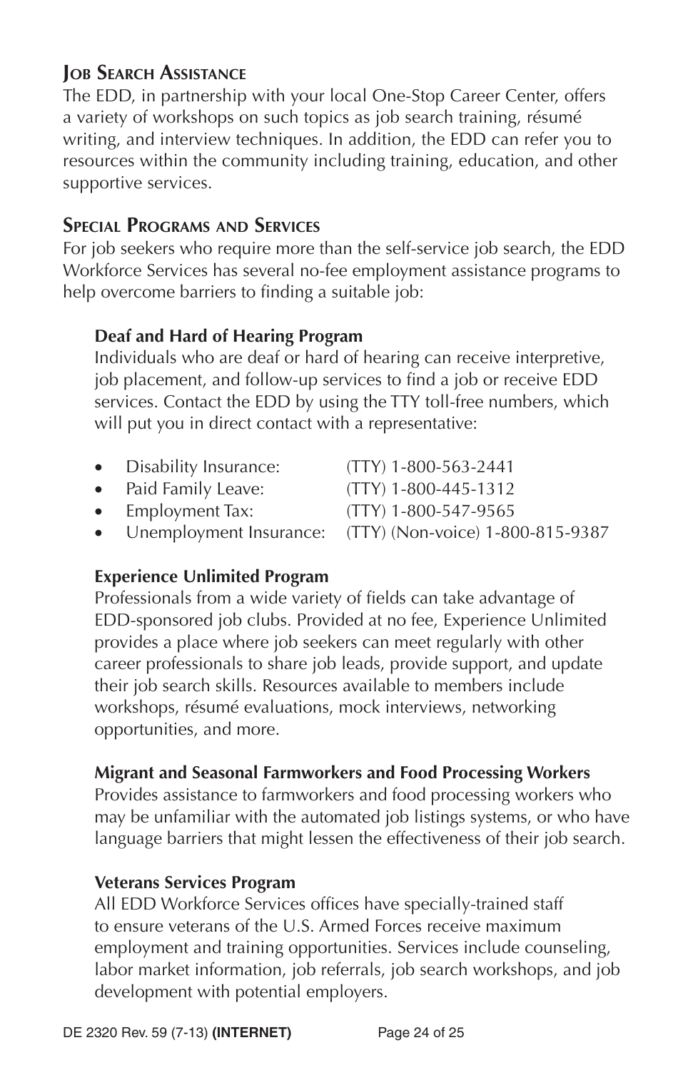## Job Search Assistance

The EDD, in partnership with your local One-Stop Career Center, offers a variety of workshops on such topics as job search training, résumé writing, and interview techniques. In addition, the EDD can refer you to resources within the community including training, education, and other supportive services.

## Special Programs and Services

For job seekers who require more than the self-service job search, the EDD Workforce Services has several no-fee employment assistance programs to help overcome barriers to finding a suitable job:

### Deaf and Hard of Hearing Program

Individuals who are deaf or hard of hearing can receive interpretive, job placement, and follow-up services to find a job or receive EDD services. Contact the EDD by using the TTY toll-free numbers, which will put you in direct contact with a representative:

- Disability Insurance: (TTY) 1-800-563-2441
- Paid Family Leave: (TTY) 1-800-445-1312
- Employment Tax: (TTY) 1-800-547-9565
- Unemployment Insurance: (TTY) (Non-voice) 1-800-815-9387

### Experience Unlimited Program

Professionals from a wide variety of fields can take advantage of EDD-sponsored job clubs. Provided at no fee, Experience Unlimited provides a place where job seekers can meet regularly with other career professionals to share job leads, provide support, and update their job search skills. Resources available to members include workshops, résumé evaluations, mock interviews, networking opportunities, and more.

### Migrant and Seasonal Farmworkers and Food Processing Workers

Provides assistance to farmworkers and food processing workers who may be unfamiliar with the automated job listings systems, or who have language barriers that might lessen the effectiveness of their job search.

### Veterans Services Program

All EDD Workforce Services offices have specially-trained staff to ensure veterans of the U.S. Armed Forces receive maximum employment and training opportunities. Services include counseling, labor market information, job referrals, job search workshops, and job development with potential employers.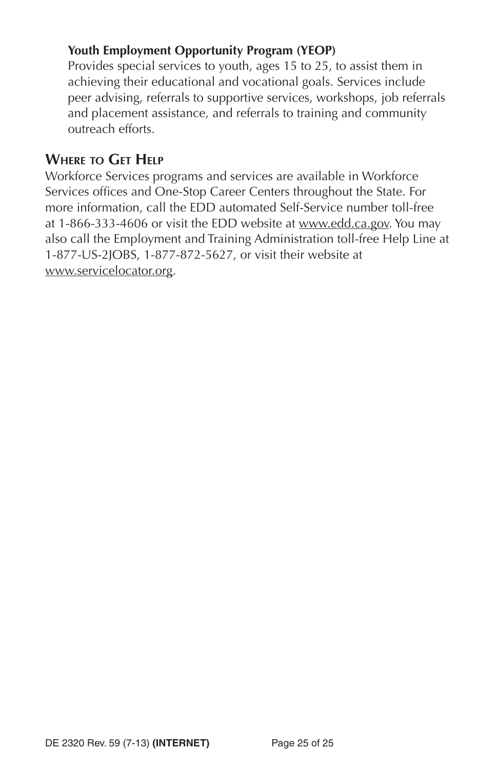**Youth Employment Opportunity Program (YEOP)**

Provides special services to youth, ages 15 to 25, to assist them in achieving their educational and vocational goals. Services include peer advising, referrals to supportive services, workshops, job referrals and placement assistance, and referrals to training and community outreach efforts.

## Where to Get Help

Workforce Services programs and services are available in Workforce Services offices and One-Stop Career Centers throughout the State. For more information, call the EDD automated Self-Service number toll-free at 1-866-333-4606 or visit the EDD website at www.edd.ca.gov. You may also call the Employment and Training Administration toll-free Help Line at 1-877-US-2JOBS, 1-877-872-5627, or visit their website at www.servicelocator.org.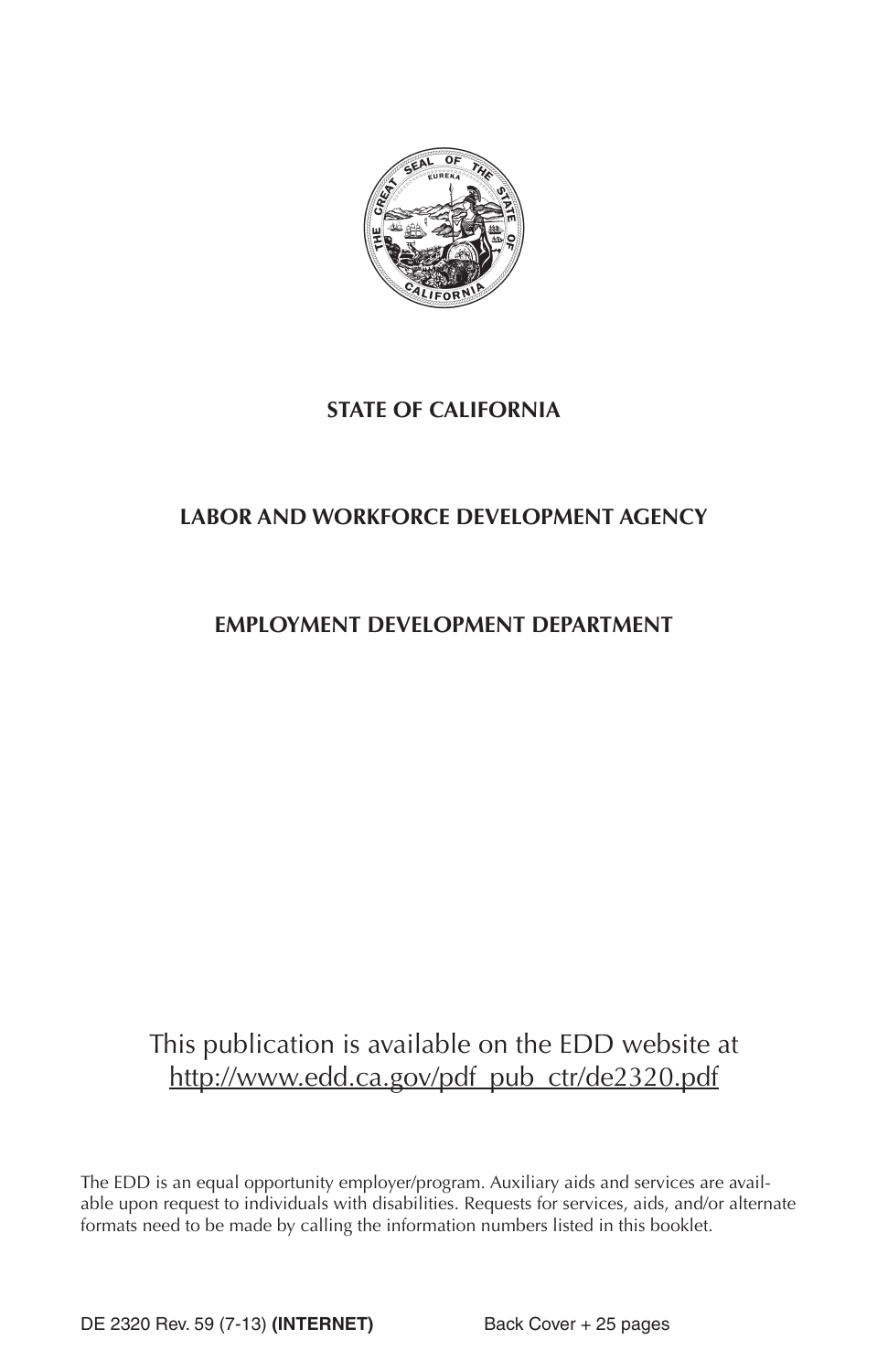**STATE OF CALIFORNIA**

**LABOR AND WORKFORCE DEVELOPMENT AGENCY**

**EMPLOYMENT DEVELOPMENT DEPARTMENT**

This publication is available on the EDD website at
http://www.edd.ca.gov/pdf_pub_ctr/de2320.pdf

The EDD is an equal opportunity employer/program. Auxiliary aids and services are available upon request to individuals with disabilities. Requests for services, aids, and/or alternate formats need to be made by calling the information numbers listed in this booklet.

DE 2320 Rev. 59 (7-13) **(INTERNET)** Back Cover + 25 pages